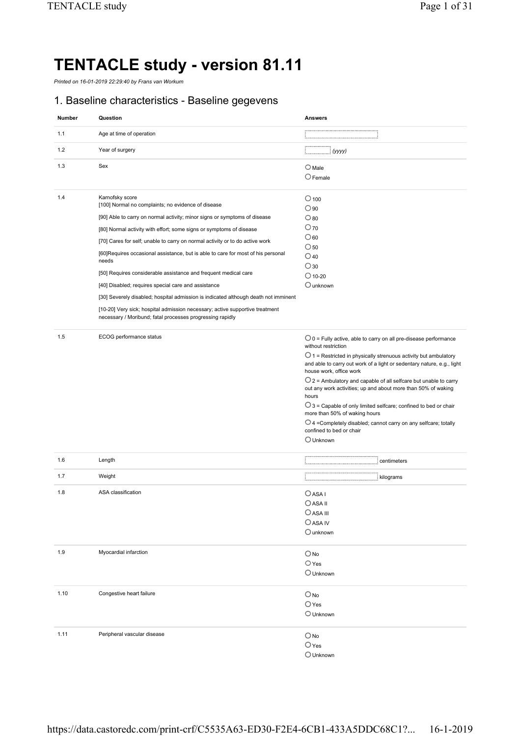# TENTACLE study - version 81.11

*Printed on 16-01-2019 22:29:40 by Frans van Workum*

## 1. Baseline characteristics - Baseline gegevens

| Number | Question | Answers |
|---|---|---|
| 1.1 | Age at time of operation | |
| 1.2 | Year of surgery | (yyyy) |
| 1.3 | Sex | ○ Male<br>○ Female |
| 1.4 | Karnofsky score<br>[100] Normal no complaints; no evidence of disease<br>[90] Able to carry on normal activity; minor signs or symptoms of disease<br>[80] Normal activity with effort; some signs or symptoms of disease<br>[70] Cares for self; unable to carry on normal activity or to do active work<br>[60]Requires occasional assistance, but is able to care for most of his personal needs<br>[50] Requires considerable assistance and frequent medical care<br>[40] Disabled; requires special care and assistance<br>[30] Severely disabled; hospital admission is indicated although death not imminent<br>[10-20] Very sick; hospital admission necessary; active supportive treatment necessary / Moribund; fatal processes progressing rapidly | ○ 100<br>○ 90<br>○ 80<br>○ 70<br>○ 60<br>○ 50<br>○ 40<br>○ 30<br>○ 10-20<br>○ unknown |
| 1.5 | ECOG performance status | ○ 0 = Fully active, able to carry on all pre-disease performance without restriction<br>○ 1 = Restricted in physically strenuous activity but ambulatory and able to carry out work of a light or sedentary nature, e.g., light house work, office work<br>○ 2 = Ambulatory and capable of all selfcare but unable to carry out any work activities; up and about more than 50% of waking hours<br>○ 3 = Capable of only limited selfcare; confined to bed or chair more than 50% of waking hours<br>○ 4 =Completely disabled; cannot carry on any selfcare; totally confined to bed or chair<br>○ Unknown |
| 1.6 | Length | centimeters |
| 1.7 | Weight | kilograms |
| 1.8 | ASA classification | ○ ASA I<br>○ ASA II<br>○ ASA III<br>○ ASA IV<br>○ unknown |
| 1.9 | Myocardial infarction | ○ No<br>○ Yes<br>○ Unknown |
| 1.10 | Congestive heart failure | ○ No<br>○ Yes<br>○ Unknown |
| 1.11 | Peripheral vascular disease | ○ No<br>○ Yes<br>○ Unknown |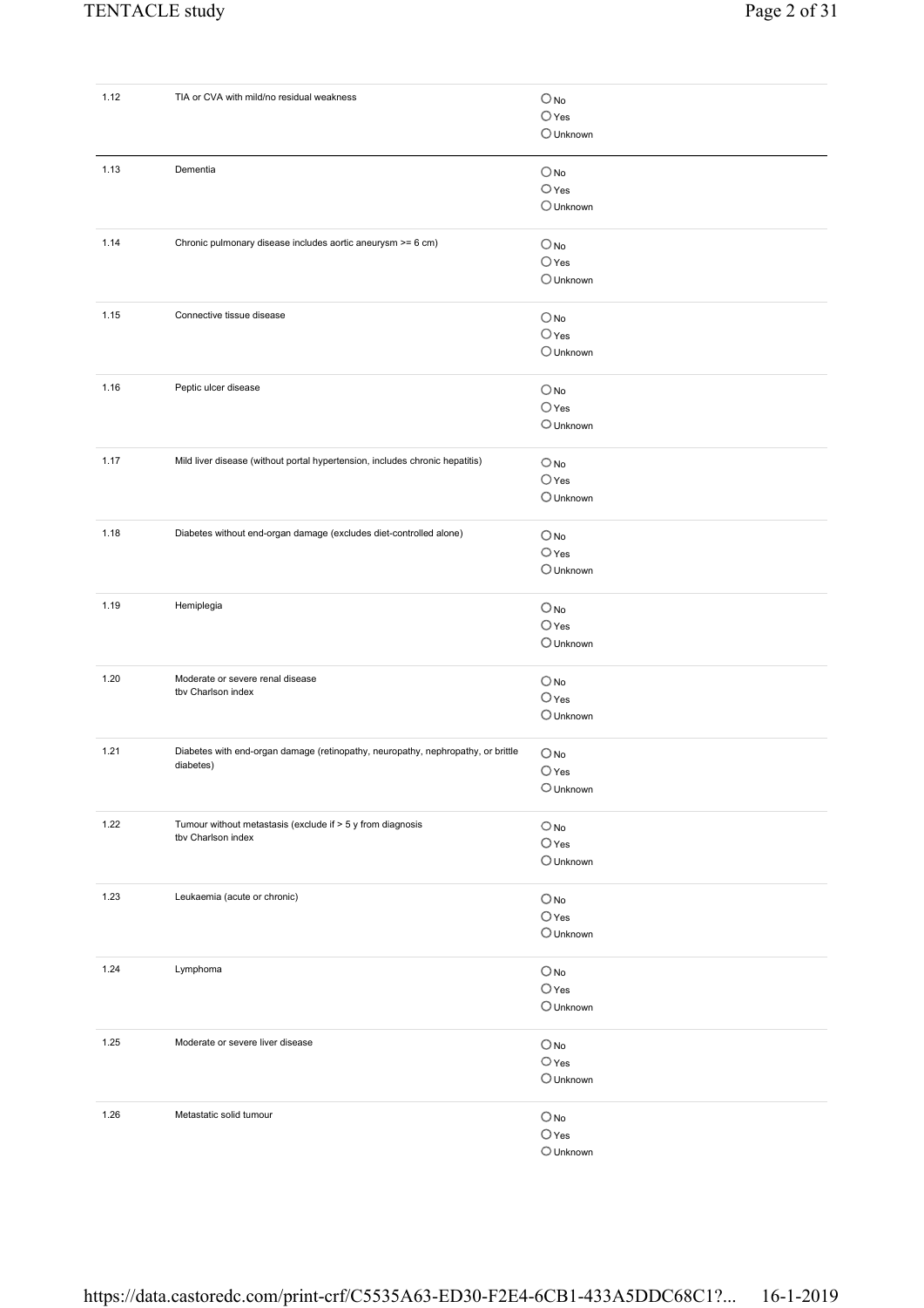| | | |
|---|---|---|
| 1.12 | TIA or CVA with mild/no residual weakness | ○ No<br>○ Yes<br>○ Unknown |
| 1.13 | Dementia | ○ No<br>○ Yes<br>○ Unknown |
| 1.14 | Chronic pulmonary disease includes aortic aneurysm >= 6 cm) | ○ No<br>○ Yes<br>○ Unknown |
| 1.15 | Connective tissue disease | ○ No<br>○ Yes<br>○ Unknown |
| 1.16 | Peptic ulcer disease | ○ No<br>○ Yes<br>○ Unknown |
| 1.17 | Mild liver disease (without portal hypertension, includes chronic hepatitis) | ○ No<br>○ Yes<br>○ Unknown |
| 1.18 | Diabetes without end-organ damage (excludes diet-controlled alone) | ○ No<br>○ Yes<br>○ Unknown |
| 1.19 | Hemiplegia | ○ No<br>○ Yes<br>○ Unknown |
| 1.20 | Moderate or severe renal disease<br>tbv Charlson index | ○ No<br>○ Yes<br>○ Unknown |
| 1.21 | Diabetes with end-organ damage (retinopathy, neuropathy, nephropathy, or brittle diabetes) | ○ No<br>○ Yes<br>○ Unknown |
| 1.22 | Tumour without metastasis (exclude if > 5 y from diagnosis<br>tbv Charlson index | ○ No<br>○ Yes<br>○ Unknown |
| 1.23 | Leukaemia (acute or chronic) | ○ No<br>○ Yes<br>○ Unknown |
| 1.24 | Lymphoma | ○ No<br>○ Yes<br>○ Unknown |
| 1.25 | Moderate or severe liver disease | ○ No<br>○ Yes<br>○ Unknown |
| 1.26 | Metastatic solid tumour | ○ No<br>○ Yes<br>○ Unknown |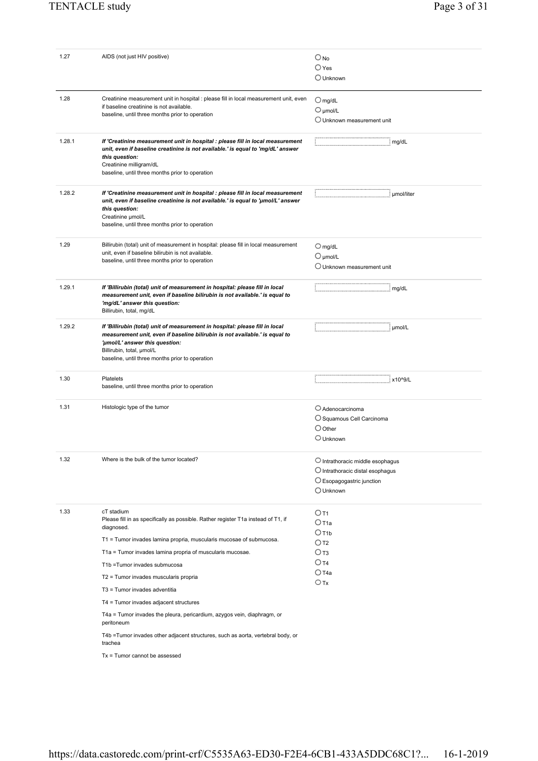| | | |
|---|---|---|
| 1.27 | AIDS (not just HIV positive) | ○ No<br>○ Yes<br>○ Unknown |
| 1.28 | Creatinine measurement unit in hospital : please fill in local measurement unit, even if baseline creatinine is not available.<br>baseline, until three months prior to operation | ○ mg/dL<br>○ µmol/L<br>○ Unknown measurement unit |
| 1.28.1 | ***If 'Creatinine measurement unit in hospital : please fill in local measurement unit, even if baseline creatinine is not available.' is equal to 'mg/dL' answer this question:***<br>Creatinine milligram/dL<br>baseline, until three months prior to operation | ________ mg/dL |
| 1.28.2 | ***If 'Creatinine measurement unit in hospital : please fill in local measurement unit, even if baseline creatinine is not available.' is equal to 'µmol/L' answer this question:***<br>Creatinine µmol/L<br>baseline, until three months prior to operation | ________ µmol/liter |
| 1.29 | Billirubin (total) unit of measurement in hospital: please fill in local measurement unit, even if baseline bilirubin is not available.<br>baseline, until three months prior to operation | ○ mg/dL<br>○ µmol/L<br>○ Unknown measurement unit |
| 1.29.1 | ***If 'Billirubin (total) unit of measurement in hospital: please fill in local measurement unit, even if baseline bilirubin is not available.' is equal to 'mg/dL' answer this question:***<br>Billirubin, total, mg/dL | ________ mg/dL |
| 1.29.2 | ***If 'Billirubin (total) unit of measurement in hospital: please fill in local measurement unit, even if baseline bilirubin is not available.' is equal to 'µmol/L' answer this question:***<br>Billirubin, total, µmol/L<br>baseline, until three months prior to operation | ________ µmol/L |
| 1.30 | Platelets<br>baseline, until three months prior to operation | ________ x10^9/L |
| 1.31 | Histologic type of the tumor | ○ Adenocarcinoma<br>○ Squamous Cell Carcinoma<br>○ Other<br>○ Unknown |
| 1.32 | Where is the bulk of the tumor located? | ○ Intrathoracic middle esophagus<br>○ Intrathoracic distal esophagus<br>○ Esopagogastric junction<br>○ Unknown |
| 1.33 | cT stadium<br>Please fill in as specifically as possible. Rather register T1a instead of T1, if diagnosed.<br>T1 = Tumor invades lamina propria, muscularis mucosae of submucosa.<br>T1a = Tumor invades lamina propria of muscularis mucosae.<br>T1b =Tumor invades submucosa<br>T2 = Tumor invades muscularis propria<br>T3 = Tumor invades adventitia<br>T4 = Tumor invades adjacent structures<br>T4a = Tumor invades the pleura, pericardium, azygos vein, diaphragm, or peritoneum<br>T4b =Tumor invades other adjacent structures, such as aorta, vertebral body, or trachea<br>Tx = Tumor cannot be assessed | ○ T1<br>○ T1a<br>○ T1b<br>○ T2<br>○ T3<br>○ T4<br>○ T4a<br>○ Tx |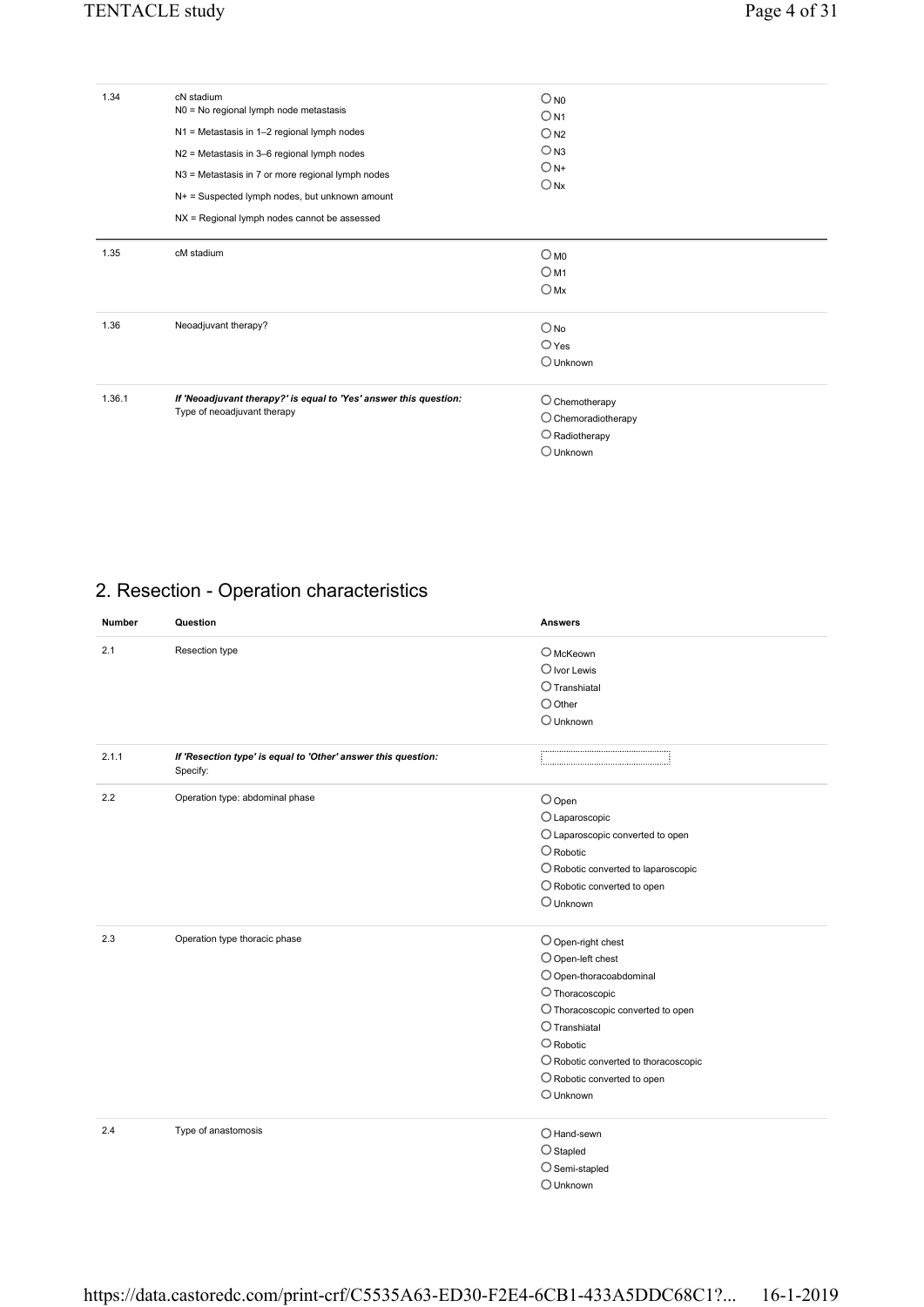| | | |
|---|---|---|
| 1.34 | cN stadium<br>N0 = No regional lymph node metastasis<br>N1 = Metastasis in 1–2 regional lymph nodes<br>N2 = Metastasis in 3–6 regional lymph nodes<br>N3 = Metastasis in 7 or more regional lymph nodes<br>N+ = Suspected lymph nodes, but unknown amount<br>NX = Regional lymph nodes cannot be assessed | ○ N0<br>○ N1<br>○ N2<br>○ N3<br>○ N+<br>○ Nx |
| 1.35 | cM stadium | ○ M0<br>○ M1<br>○ Mx |
| 1.36 | Neoadjuvant therapy? | ○ No<br>○ Yes<br>○ Unknown |
| 1.36.1 | ***If 'Neoadjuvant therapy?' is equal to 'Yes' answer this question:***<br>Type of neoadjuvant therapy | ○ Chemotherapy<br>○ Chemoradiotherapy<br>○ Radiotherapy<br>○ Unknown |

## 2. Resection - Operation characteristics

| Number | Question | Answers |
|---|---|---|
| 2.1 | Resection type | ○ McKeown<br>○ Ivor Lewis<br>○ Transhiatal<br>○ Other<br>○ Unknown |
| 2.1.1 | ***If 'Resection type' is equal to 'Other' answer this question:***<br>Specify: | |
| 2.2 | Operation type: abdominal phase | ○ Open<br>○ Laparoscopic<br>○ Laparoscopic converted to open<br>○ Robotic<br>○ Robotic converted to laparoscopic<br>○ Robotic converted to open<br>○ Unknown |
| 2.3 | Operation type thoracic phase | ○ Open-right chest<br>○ Open-left chest<br>○ Open-thoracoabdominal<br>○ Thoracoscopic<br>○ Thoracoscopic converted to open<br>○ Transhiatal<br>○ Robotic<br>○ Robotic converted to thoracoscopic<br>○ Robotic converted to open<br>○ Unknown |
| 2.4 | Type of anastomosis | ○ Hand-sewn<br>○ Stapled<br>○ Semi-stapled<br>○ Unknown |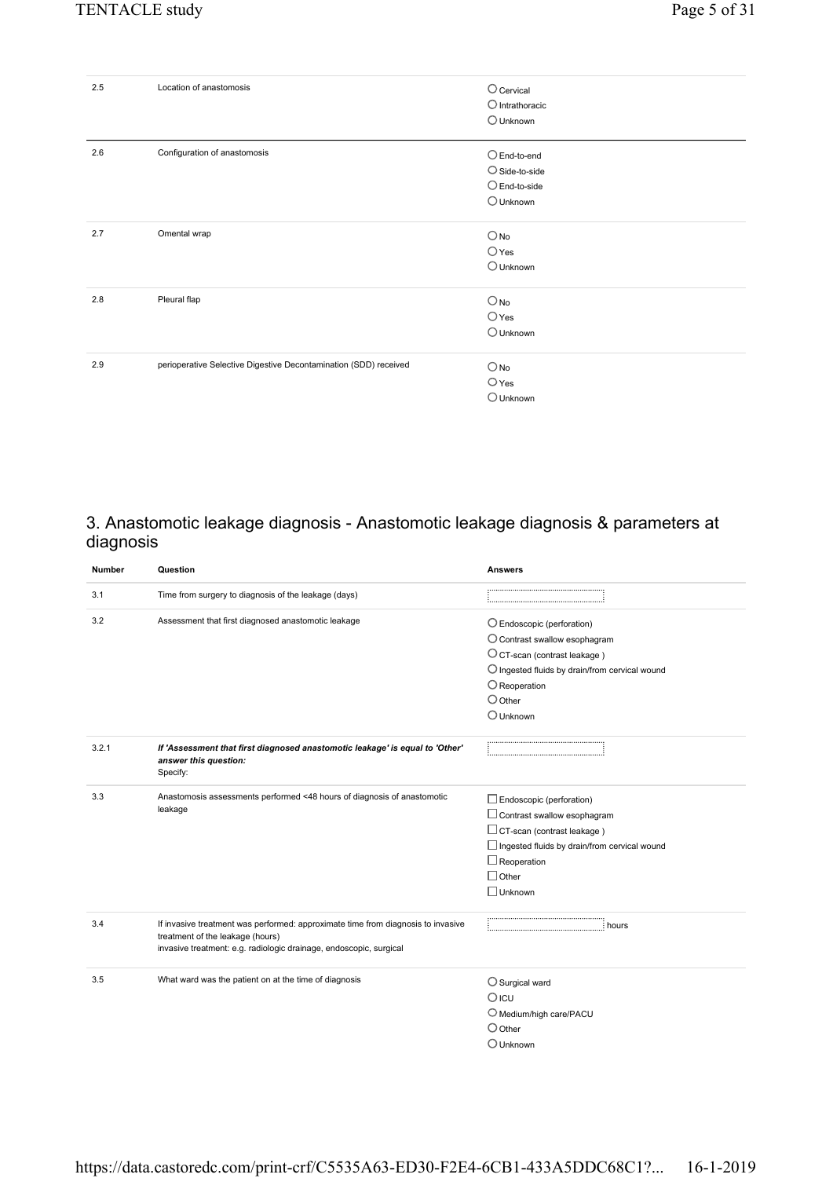| | | |
|---|---|---|
| 2.5 | Location of anastomosis | ○ Cervical<br>○ Intrathoracic<br>○ Unknown |
| 2.6 | Configuration of anastomosis | ○ End-to-end<br>○ Side-to-side<br>○ End-to-side<br>○ Unknown |
| 2.7 | Omental wrap | ○ No<br>○ Yes<br>○ Unknown |
| 2.8 | Pleural flap | ○ No<br>○ Yes<br>○ Unknown |
| 2.9 | perioperative Selective Digestive Decontamination (SDD) received | ○ No<br>○ Yes<br>○ Unknown |

## 3. Anastomotic leakage diagnosis - Anastomotic leakage diagnosis & parameters at diagnosis

| Number | Question | Answers |
|---|---|---|
| 3.1 | Time from surgery to diagnosis of the leakage (days) | |
| 3.2 | Assessment that first diagnosed anastomotic leakage | ○ Endoscopic (perforation)<br>○ Contrast swallow esophagram<br>○ CT-scan (contrast leakage )<br>○ Ingested fluids by drain/from cervical wound<br>○ Reoperation<br>○ Other<br>○ Unknown |
| 3.2.1 | ***If 'Assessment that first diagnosed anastomotic leakage' is equal to 'Other' answer this question:***<br>Specify: | |
| 3.3 | Anastomosis assessments performed <48 hours of diagnosis of anastomotic leakage | ☐ Endoscopic (perforation)<br>☐ Contrast swallow esophagram<br>☐ CT-scan (contrast leakage )<br>☐ Ingested fluids by drain/from cervical wound<br>☐ Reoperation<br>☐ Other<br>☐ Unknown |
| 3.4 | If invasive treatment was performed: approximate time from diagnosis to invasive treatment of the leakage (hours)<br>invasive treatment: e.g. radiologic drainage, endoscopic, surgical | hours |
| 3.5 | What ward was the patient on at the time of diagnosis | ○ Surgical ward<br>○ ICU<br>○ Medium/high care/PACU<br>○ Other<br>○ Unknown |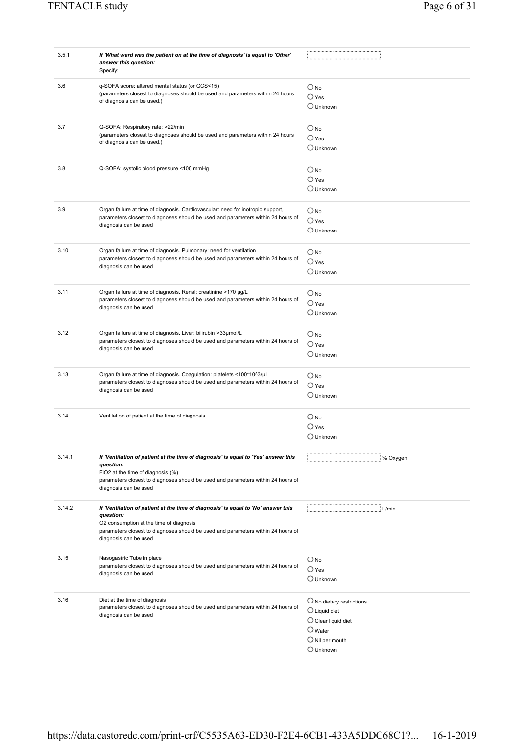| | | |
|---|---|---|
| 3.5.1 | ***If 'What ward was the patient on at the time of diagnosis' is equal to 'Other' answer this question:***<br>Specify: | |
| 3.6 | q-SOFA score: altered mental status (or GCS<15)<br>(parameters closest to diagnoses should be used and parameters within 24 hours of diagnosis can be used.) | ○ No<br>○ Yes<br>○ Unknown |
| 3.7 | Q-SOFA: Respiratory rate: >22/min<br>(parameters closest to diagnoses should be used and parameters within 24 hours of diagnosis can be used.) | ○ No<br>○ Yes<br>○ Unknown |
| 3.8 | Q-SOFA: systolic blood pressure <100 mmHg | ○ No<br>○ Yes<br>○ Unknown |
| 3.9 | Organ failure at time of diagnosis. Cardiovascular: need for inotropic support, parameters closest to diagnoses should be used and parameters within 24 hours of diagnosis can be used | ○ No<br>○ Yes<br>○ Unknown |
| 3.10 | Organ failure at time of diagnosis. Pulmonary: need for ventilation<br>parameters closest to diagnoses should be used and parameters within 24 hours of diagnosis can be used | ○ No<br>○ Yes<br>○ Unknown |
| 3.11 | Organ failure at time of diagnosis. Renal: creatinine >170 µg/L<br>parameters closest to diagnoses should be used and parameters within 24 hours of diagnosis can be used | ○ No<br>○ Yes<br>○ Unknown |
| 3.12 | Organ failure at time of diagnosis. Liver: bilirubin >33µmol/L<br>parameters closest to diagnoses should be used and parameters within 24 hours of diagnosis can be used | ○ No<br>○ Yes<br>○ Unknown |
| 3.13 | Organ failure at time of diagnosis. Coagulation: platelets <100*10^3/µL<br>parameters closest to diagnoses should be used and parameters within 24 hours of diagnosis can be used | ○ No<br>○ Yes<br>○ Unknown |
| 3.14 | Ventilation of patient at the time of diagnosis | ○ No<br>○ Yes<br>○ Unknown |
| 3.14.1 | ***If 'Ventilation of patient at the time of diagnosis' is equal to 'Yes' answer this question:***<br>FiO2 at the time of diagnosis (%)<br>parameters closest to diagnoses should be used and parameters within 24 hours of diagnosis can be used | ______ % Oxygen |
| 3.14.2 | ***If 'Ventilation of patient at the time of diagnosis' is equal to 'No' answer this question:***<br>O2 consumption at the time of diagnosis<br>parameters closest to diagnoses should be used and parameters within 24 hours of diagnosis can be used | ______ L/min |
| 3.15 | Nasogastric Tube in place<br>parameters closest to diagnoses should be used and parameters within 24 hours of diagnosis can be used | ○ No<br>○ Yes<br>○ Unknown |
| 3.16 | Diet at the time of diagnosis<br>parameters closest to diagnoses should be used and parameters within 24 hours of diagnosis can be used | ○ No dietary restrictions<br>○ Liquid diet<br>○ Clear liquid diet<br>○ Water<br>○ Nil per mouth<br>○ Unknown |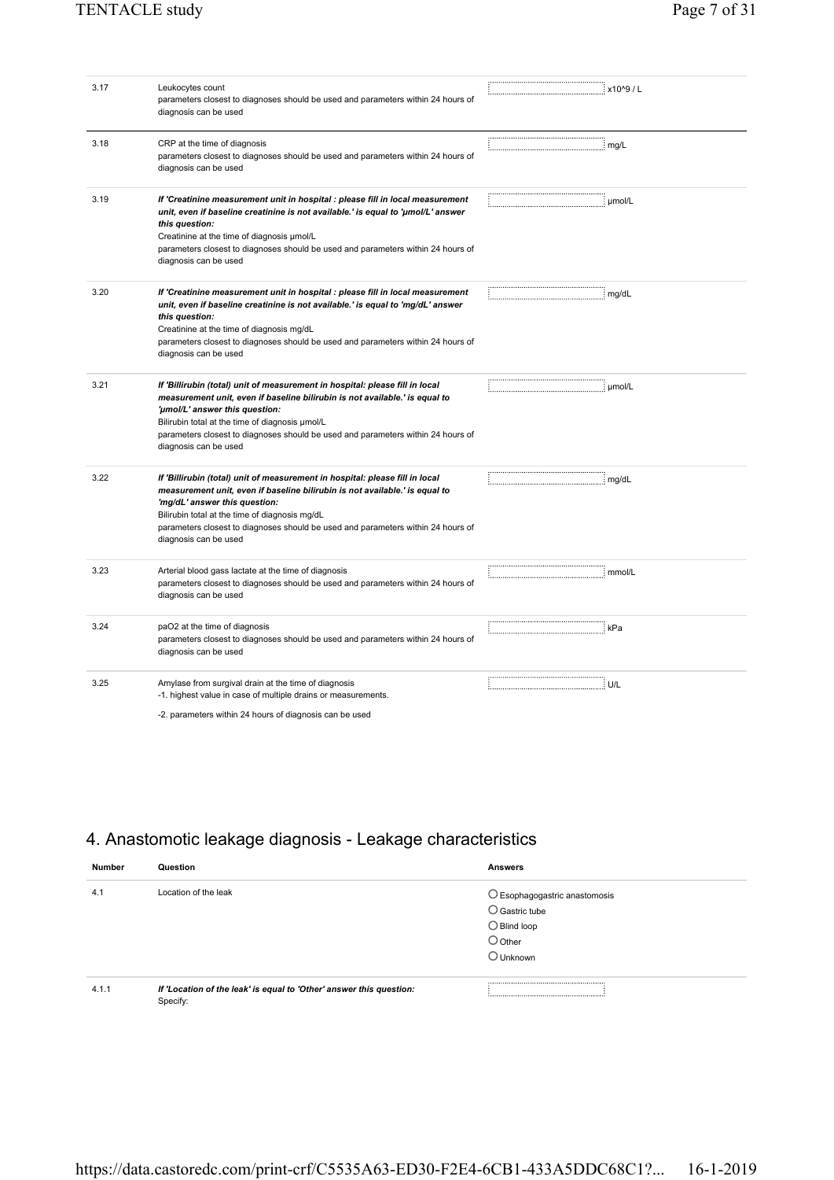| | | |
|---|---|---|
| 3.17 | Leukocytes count<br>parameters closest to diagnoses should be used and parameters within 24 hours of diagnosis can be used | x10^9 / L |
| 3.18 | CRP at the time of diagnosis<br>parameters closest to diagnoses should be used and parameters within 24 hours of diagnosis can be used | mg/L |
| 3.19 | ***If 'Creatinine measurement unit in hospital : please fill in local measurement unit, even if baseline creatinine is not available.' is equal to 'µmol/L' answer this question:***<br>Creatinine at the time of diagnosis µmol/L<br>parameters closest to diagnoses should be used and parameters within 24 hours of diagnosis can be used | µmol/L |
| 3.20 | ***If 'Creatinine measurement unit in hospital : please fill in local measurement unit, even if baseline creatinine is not available.' is equal to 'mg/dL' answer this question:***<br>Creatinine at the time of diagnosis mg/dL<br>parameters closest to diagnoses should be used and parameters within 24 hours of diagnosis can be used | mg/dL |
| 3.21 | ***If 'Billirubin (total) unit of measurement in hospital: please fill in local measurement unit, even if baseline bilirubin is not available.' is equal to 'µmol/L' answer this question:***<br>Bilirubin total at the time of diagnosis µmol/L<br>parameters closest to diagnoses should be used and parameters within 24 hours of diagnosis can be used | µmol/L |
| 3.22 | ***If 'Billirubin (total) unit of measurement in hospital: please fill in local measurement unit, even if baseline bilirubin is not available.' is equal to 'mg/dL' answer this question:***<br>Bilirubin total at the time of diagnosis mg/dL<br>parameters closest to diagnoses should be used and parameters within 24 hours of diagnosis can be used | mg/dL |
| 3.23 | Arterial blood gass lactate at the time of diagnosis<br>parameters closest to diagnoses should be used and parameters within 24 hours of diagnosis can be used | mmol/L |
| 3.24 | paO2 at the time of diagnosis<br>parameters closest to diagnoses should be used and parameters within 24 hours of diagnosis can be used | kPa |
| 3.25 | Amylase from surgival drain at the time of diagnosis<br>-1. highest value in case of multiple drains or measurements.<br>-2. parameters within 24 hours of diagnosis can be used | U/L |

## 4. Anastomotic leakage diagnosis - Leakage characteristics

| Number | Question | Answers |
|---|---|---|
| 4.1 | Location of the leak | ○ Esophagogastric anastomosis<br>○ Gastric tube<br>○ Blind loop<br>○ Other<br>○ Unknown |
| 4.1.1 | ***If 'Location of the leak' is equal to 'Other' answer this question:***<br>Specify: | |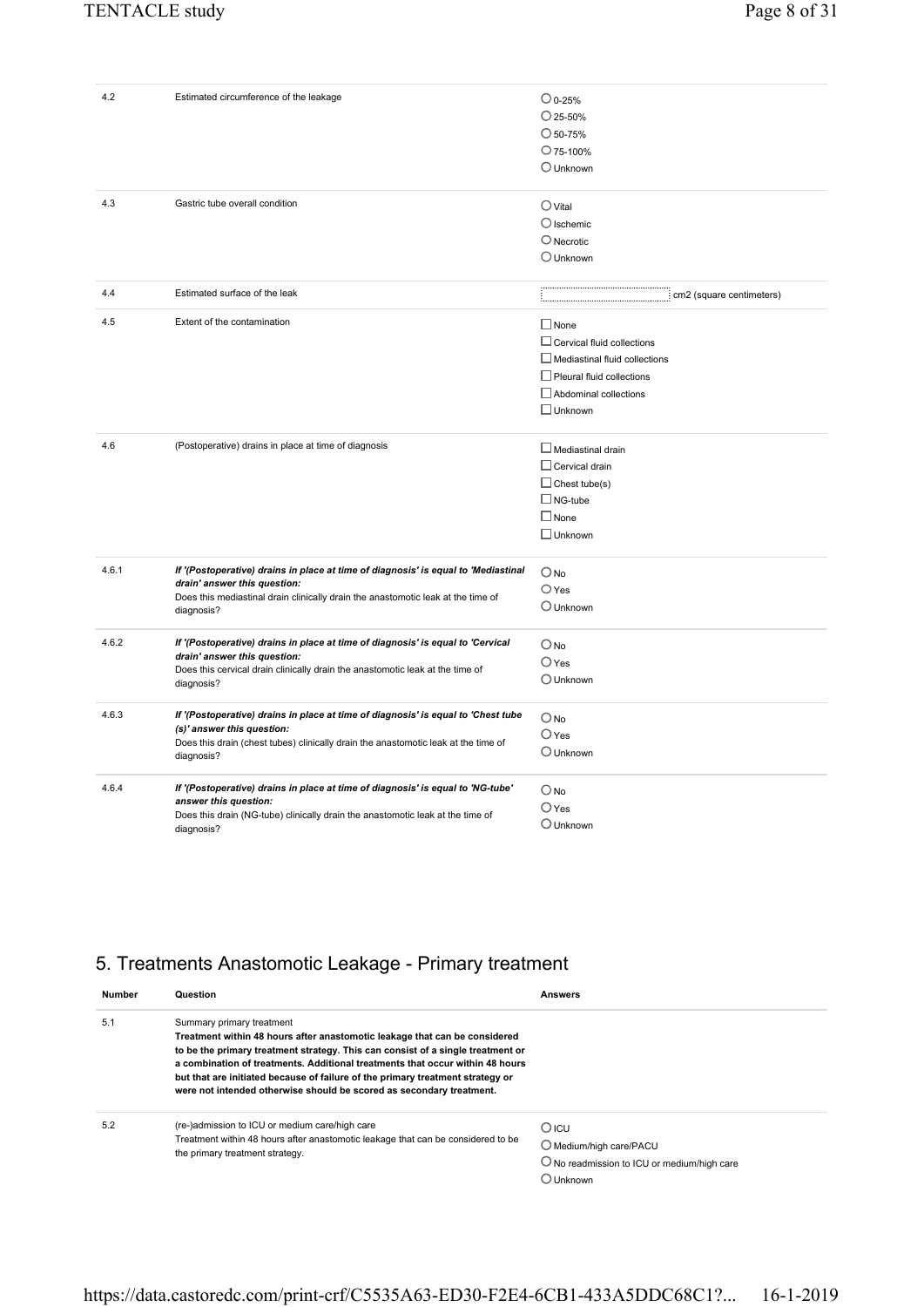| | | |
|---|---|---|
| 4.2 | Estimated circumference of the leakage | ○ 0-25%<br>○ 25-50%<br>○ 50-75%<br>○ 75-100%<br>○ Unknown |
| 4.3 | Gastric tube overall condition | ○ Vital<br>○ Ischemic<br>○ Necrotic<br>○ Unknown |
| 4.4 | Estimated surface of the leak | ______ cm2 (square centimeters) |
| 4.5 | Extent of the contamination | ☐ None<br>☐ Cervical fluid collections<br>☐ Mediastinal fluid collections<br>☐ Pleural fluid collections<br>☐ Abdominal collections<br>☐ Unknown |
| 4.6 | (Postoperative) drains in place at time of diagnosis | ☐ Mediastinal drain<br>☐ Cervical drain<br>☐ Chest tube(s)<br>☐ NG-tube<br>☐ None<br>☐ Unknown |
| 4.6.1 | ***If '(Postoperative) drains in place at time of diagnosis' is equal to 'Mediastinal drain' answer this question:***<br>Does this mediastinal drain clinically drain the anastomotic leak at the time of diagnosis? | ○ No<br>○ Yes<br>○ Unknown |
| 4.6.2 | ***If '(Postoperative) drains in place at time of diagnosis' is equal to 'Cervical drain' answer this question:***<br>Does this cervical drain clinically drain the anastomotic leak at the time of diagnosis? | ○ No<br>○ Yes<br>○ Unknown |
| 4.6.3 | ***If '(Postoperative) drains in place at time of diagnosis' is equal to 'Chest tube (s)' answer this question:***<br>Does this drain (chest tubes) clinically drain the anastomotic leak at the time of diagnosis? | ○ No<br>○ Yes<br>○ Unknown |
| 4.6.4 | ***If '(Postoperative) drains in place at time of diagnosis' is equal to 'NG-tube' answer this question:***<br>Does this drain (NG-tube) clinically drain the anastomotic leak at the time of diagnosis? | ○ No<br>○ Yes<br>○ Unknown |

## 5. Treatments Anastomotic Leakage - Primary treatment

| Number | Question | Answers |
|---|---|---|
| 5.1 | Summary primary treatment<br>**Treatment within 48 hours after anastomotic leakage that can be considered to be the primary treatment strategy. This can consist of a single treatment or a combination of treatments. Additional treatments that occur within 48 hours but that are initiated because of failure of the primary treatment strategy or were not intended otherwise should be scored as secondary treatment.** | |
| 5.2 | (re-)admission to ICU or medium care/high care<br>Treatment within 48 hours after anastomotic leakage that can be considered to be the primary treatment strategy. | ○ ICU<br>○ Medium/high care/PACU<br>○ No readmission to ICU or medium/high care<br>○ Unknown |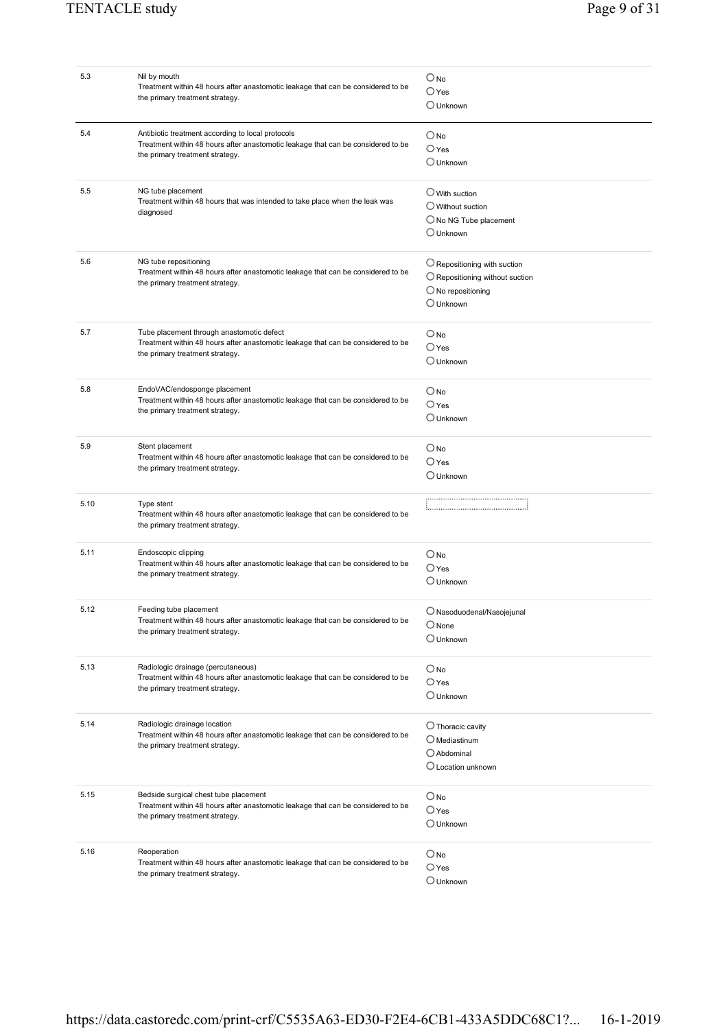| | | |
|---|---|---|
| 5.3 | Nil by mouth<br>Treatment within 48 hours after anastomotic leakage that can be considered to be the primary treatment strategy. | ○ No<br>○ Yes<br>○ Unknown |
| 5.4 | Antibiotic treatment according to local protocols<br>Treatment within 48 hours after anastomotic leakage that can be considered to be the primary treatment strategy. | ○ No<br>○ Yes<br>○ Unknown |
| 5.5 | NG tube placement<br>Treatment within 48 hours that was intended to take place when the leak was diagnosed | ○ With suction<br>○ Without suction<br>○ No NG Tube placement<br>○ Unknown |
| 5.6 | NG tube repositioning<br>Treatment within 48 hours after anastomotic leakage that can be considered to be the primary treatment strategy. | ○ Repositioning with suction<br>○ Repositioning without suction<br>○ No repositioning<br>○ Unknown |
| 5.7 | Tube placement through anastomotic defect<br>Treatment within 48 hours after anastomotic leakage that can be considered to be the primary treatment strategy. | ○ No<br>○ Yes<br>○ Unknown |
| 5.8 | EndoVAC/endosponge placement<br>Treatment within 48 hours after anastomotic leakage that can be considered to be the primary treatment strategy. | ○ No<br>○ Yes<br>○ Unknown |
| 5.9 | Stent placement<br>Treatment within 48 hours after anastomotic leakage that can be considered to be the primary treatment strategy. | ○ No<br>○ Yes<br>○ Unknown |
| 5.10 | Type stent<br>Treatment within 48 hours after anastomotic leakage that can be considered to be the primary treatment strategy. | ______________ |
| 5.11 | Endoscopic clipping<br>Treatment within 48 hours after anastomotic leakage that can be considered to be the primary treatment strategy. | ○ No<br>○ Yes<br>○ Unknown |
| 5.12 | Feeding tube placement<br>Treatment within 48 hours after anastomotic leakage that can be considered to be the primary treatment strategy. | ○ Nasoduodenal/Nasojejunal<br>○ None<br>○ Unknown |
| 5.13 | Radiologic drainage (percutaneous)<br>Treatment within 48 hours after anastomotic leakage that can be considered to be the primary treatment strategy. | ○ No<br>○ Yes<br>○ Unknown |
| 5.14 | Radiologic drainage location<br>Treatment within 48 hours after anastomotic leakage that can be considered to be the primary treatment strategy. | ○ Thoracic cavity<br>○ Mediastinum<br>○ Abdominal<br>○ Location unknown |
| 5.15 | Bedside surgical chest tube placement<br>Treatment within 48 hours after anastomotic leakage that can be considered to be the primary treatment strategy. | ○ No<br>○ Yes<br>○ Unknown |
| 5.16 | Reoperation<br>Treatment within 48 hours after anastomotic leakage that can be considered to be the primary treatment strategy. | ○ No<br>○ Yes<br>○ Unknown |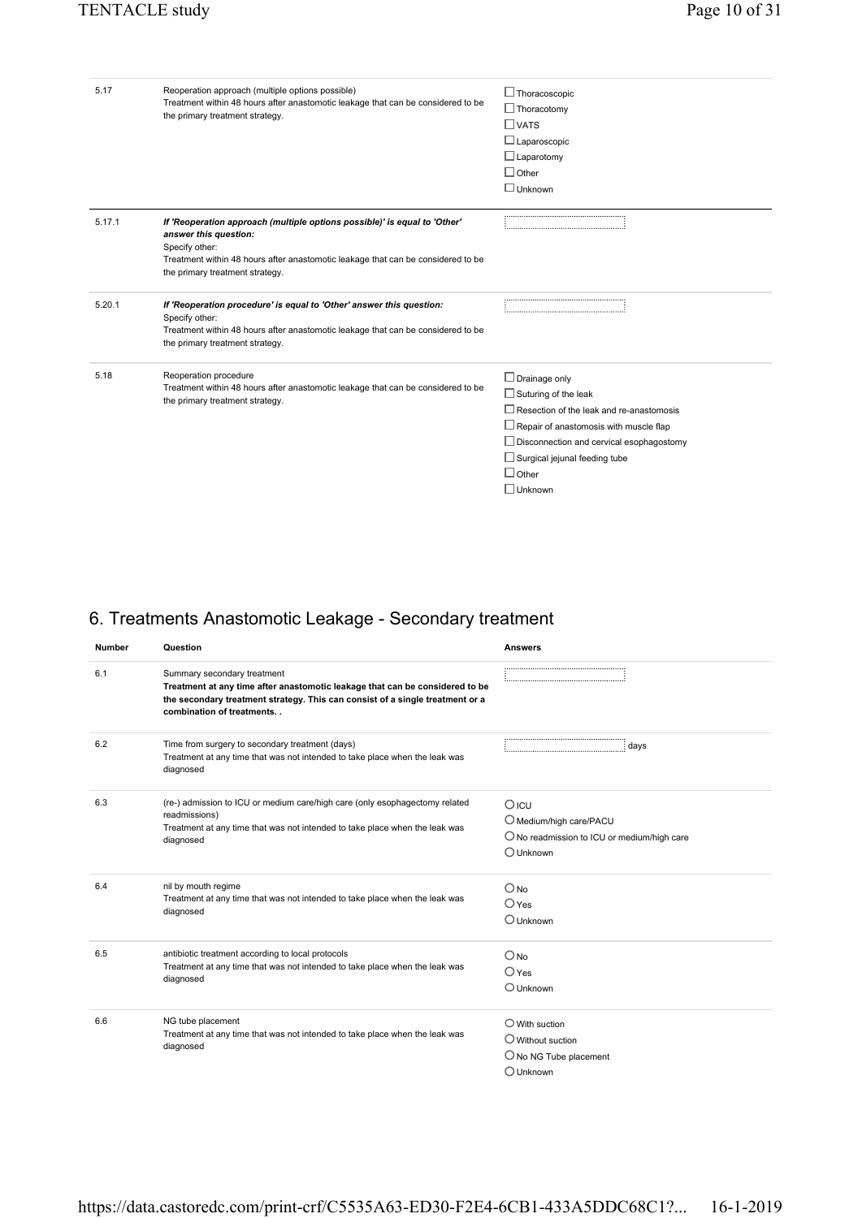| | | |
|---|---|---|
| 5.17 | Reoperation approach (multiple options possible)<br>Treatment within 48 hours after anastomotic leakage that can be considered to be the primary treatment strategy. | ☐ Thoracoscopic<br>☐ Thoracotomy<br>☐ VATS<br>☐ Laparoscopic<br>☐ Laparotomy<br>☐ Other<br>☐ Unknown |
| 5.17.1 | ***If 'Reoperation approach (multiple options possible)' is equal to 'Other' answer this question:***<br>Specify other:<br>Treatment within 48 hours after anastomotic leakage that can be considered to be the primary treatment strategy. | ........................ |
| 5.20.1 | ***If 'Reoperation procedure' is equal to 'Other' answer this question:***<br>Specify other:<br>Treatment within 48 hours after anastomotic leakage that can be considered to be the primary treatment strategy. | ........................ |
| 5.18 | Reoperation procedure<br>Treatment within 48 hours after anastomotic leakage that can be considered to be the primary treatment strategy. | ☐ Drainage only<br>☐ Suturing of the leak<br>☐ Resection of the leak and re-anastomosis<br>☐ Repair of anastomosis with muscle flap<br>☐ Disconnection and cervical esophagostomy<br>☐ Surgical jejunal feeding tube<br>☐ Other<br>☐ Unknown |

## 6. Treatments Anastomotic Leakage - Secondary treatment

| Number | Question | Answers |
|---|---|---|
| 6.1 | Summary secondary treatment<br>**Treatment at any time after anastomotic leakage that can be considered to be the secondary treatment strategy. This can consist of a single treatment or a combination of treatments. .** | ........................ |
| 6.2 | Time from surgery to secondary treatment (days)<br>Treatment at any time that was not intended to take place when the leak was diagnosed | ........................ days |
| 6.3 | (re-) admission to ICU or medium care/high care (only esophagectomy related readmissions)<br>Treatment at any time that was not intended to take place when the leak was diagnosed | ○ ICU<br>○ Medium/high care/PACU<br>○ No readmission to ICU or medium/high care<br>○ Unknown |
| 6.4 | nil by mouth regime<br>Treatment at any time that was not intended to take place when the leak was diagnosed | ○ No<br>○ Yes<br>○ Unknown |
| 6.5 | antibiotic treatment according to local protocols<br>Treatment at any time that was not intended to take place when the leak was diagnosed | ○ No<br>○ Yes<br>○ Unknown |
| 6.6 | NG tube placement<br>Treatment at any time that was not intended to take place when the leak was diagnosed | ○ With suction<br>○ Without suction<br>○ No NG Tube placement<br>○ Unknown |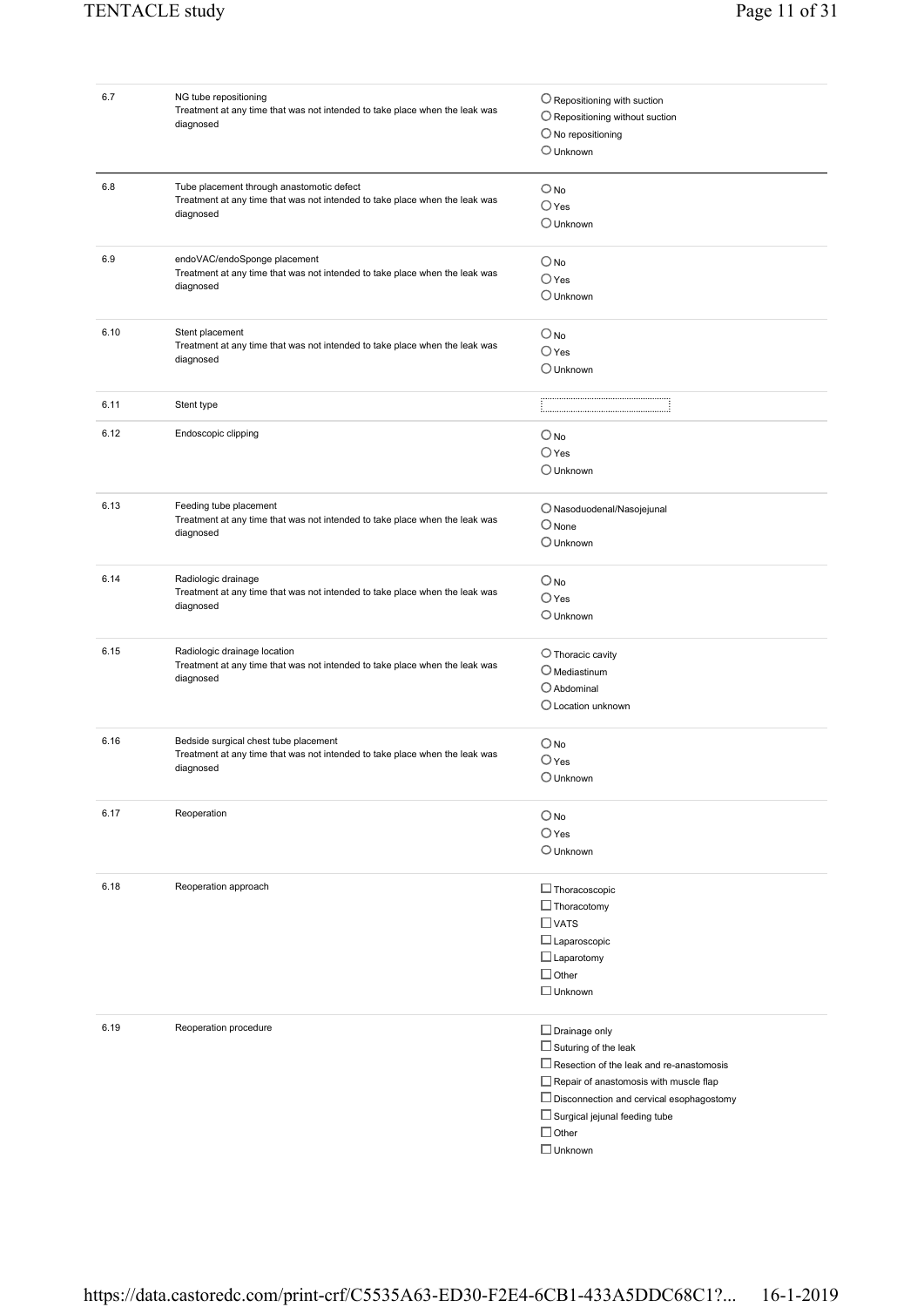| | | |
|---|---|---|
| 6.7 | NG tube repositioning<br>Treatment at any time that was not intended to take place when the leak was diagnosed | ○ Repositioning with suction<br>○ Repositioning without suction<br>○ No repositioning<br>○ Unknown |
| 6.8 | Tube placement through anastomotic defect<br>Treatment at any time that was not intended to take place when the leak was diagnosed | ○ No<br>○ Yes<br>○ Unknown |
| 6.9 | endoVAC/endoSponge placement<br>Treatment at any time that was not intended to take place when the leak was diagnosed | ○ No<br>○ Yes<br>○ Unknown |
| 6.10 | Stent placement<br>Treatment at any time that was not intended to take place when the leak was diagnosed | ○ No<br>○ Yes<br>○ Unknown |
| 6.11 | Stent type | |
| 6.12 | Endoscopic clipping | ○ No<br>○ Yes<br>○ Unknown |
| 6.13 | Feeding tube placement<br>Treatment at any time that was not intended to take place when the leak was diagnosed | ○ Nasoduodenal/Nasojejunal<br>○ None<br>○ Unknown |
| 6.14 | Radiologic drainage<br>Treatment at any time that was not intended to take place when the leak was diagnosed | ○ No<br>○ Yes<br>○ Unknown |
| 6.15 | Radiologic drainage location<br>Treatment at any time that was not intended to take place when the leak was diagnosed | ○ Thoracic cavity<br>○ Mediastinum<br>○ Abdominal<br>○ Location unknown |
| 6.16 | Bedside surgical chest tube placement<br>Treatment at any time that was not intended to take place when the leak was diagnosed | ○ No<br>○ Yes<br>○ Unknown |
| 6.17 | Reoperation | ○ No<br>○ Yes<br>○ Unknown |
| 6.18 | Reoperation approach | ☐ Thoracoscopic<br>☐ Thoracotomy<br>☐ VATS<br>☐ Laparoscopic<br>☐ Laparotomy<br>☐ Other<br>☐ Unknown |
| 6.19 | Reoperation procedure | ☐ Drainage only<br>☐ Suturing of the leak<br>☐ Resection of the leak and re-anastomosis<br>☐ Repair of anastomosis with muscle flap<br>☐ Disconnection and cervical esophagostomy<br>☐ Surgical jejunal feeding tube<br>☐ Other<br>☐ Unknown |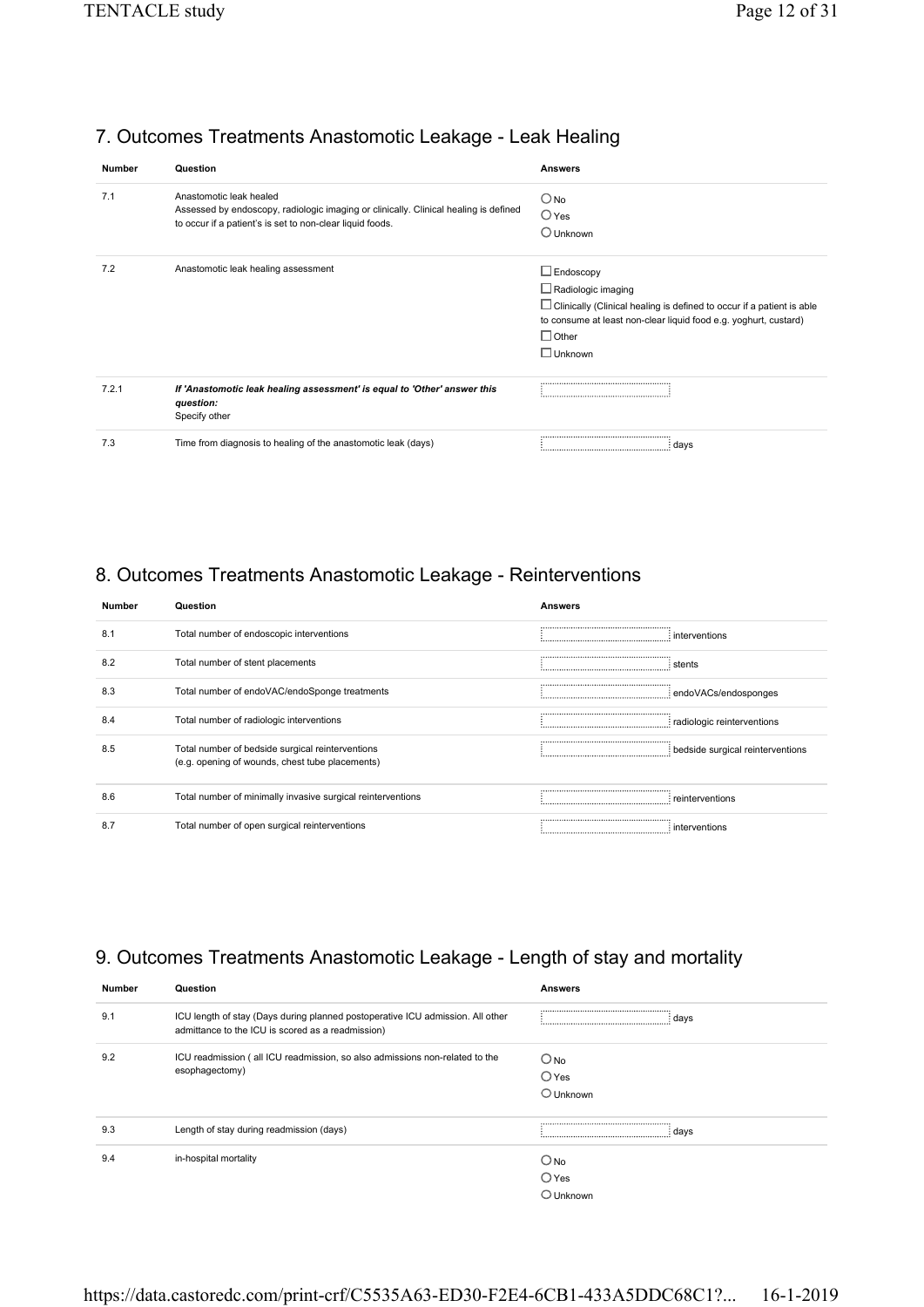## 7. Outcomes Treatments Anastomotic Leakage - Leak Healing

| Number | Question | Answers |
|---|---|---|
| 7.1 | Anastomotic leak healed<br>Assessed by endoscopy, radiologic imaging or clinically. Clinical healing is defined to occur if a patient's is set to non-clear liquid foods. | ○ No<br>○ Yes<br>○ Unknown |
| 7.2 | Anastomotic leak healing assessment | ☐ Endoscopy<br>☐ Radiologic imaging<br>☐ Clinically (Clinical healing is defined to occur if a patient is able to consume at least non-clear liquid food e.g. yoghurt, custard)<br>☐ Other<br>☐ Unknown |
| 7.2.1 | ***If 'Anastomotic leak healing assessment' is equal to 'Other' answer this question:***<br>Specify other | ______ |
| 7.3 | Time from diagnosis to healing of the anastomotic leak (days) | ______ days |

## 8. Outcomes Treatments Anastomotic Leakage - Reinterventions

| Number | Question | Answers |
|---|---|---|
| 8.1 | Total number of endoscopic interventions | ______ interventions |
| 8.2 | Total number of stent placements | ______ stents |
| 8.3 | Total number of endoVAC/endoSponge treatments | ______ endoVACs/endosponges |
| 8.4 | Total number of radiologic interventions | ______ radiologic reinterventions |
| 8.5 | Total number of bedside surgical reinterventions<br>(e.g. opening of wounds, chest tube placements) | ______ bedside surgical reinterventions |
| 8.6 | Total number of minimally invasive surgical reinterventions | ______ reinterventions |
| 8.7 | Total number of open surgical reinterventions | ______ interventions |

## 9. Outcomes Treatments Anastomotic Leakage - Length of stay and mortality

| Number | Question | Answers |
|---|---|---|
| 9.1 | ICU length of stay (Days during planned postoperative ICU admission. All other admittance to the ICU is scored as a readmission) | ______ days |
| 9.2 | ICU readmission ( all ICU readmission, so also admissions non-related to the esophagectomy) | ○ No<br>○ Yes<br>○ Unknown |
| 9.3 | Length of stay during readmission (days) | ______ days |
| 9.4 | in-hospital mortality | ○ No<br>○ Yes<br>○ Unknown |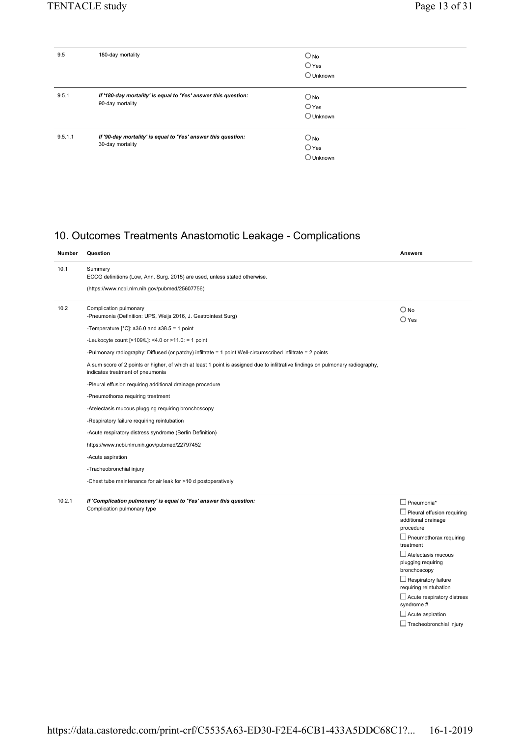| Number | Question | Answers |
|---|---|---|
| 9.5 | 180-day mortality | ○ No<br>○ Yes<br>○ Unknown |
| 9.5.1 | ***If '180-day mortality' is equal to 'Yes' answer this question:***<br>90-day mortality | ○ No<br>○ Yes<br>○ Unknown |
| 9.5.1.1 | ***If '90-day mortality' is equal to 'Yes' answer this question:***<br>30-day mortality | ○ No<br>○ Yes<br>○ Unknown |

## 10. Outcomes Treatments Anastomotic Leakage - Complications

| Number | Question | Answers |
|---|---|---|
| 10.1 | Summary<br>ECCG definitions (Low, Ann. Surg. 2015) are used, unless stated otherwise.<br>(https://www.ncbi.nlm.nih.gov/pubmed/25607756) | |
| 10.2 | Complication pulmonary<br>-Pneumonia (Definition: UPS, Weijs 2016, J. Gastrointest Surg)<br>-Temperature [°C]: ≤36.0 and ≥38.5 = 1 point<br>-Leukocyte count [×109/L]: <4.0 or >11.0: = 1 point<br>-Pulmonary radiography: Diffused (or patchy) infiltrate = 1 point Well-circumscribed infiltrate = 2 points<br>A sum score of 2 points or higher, of which at least 1 point is assigned due to infiltrative findings on pulmonary radiography, indicates treatment of pneumonia<br>-Pleural effusion requiring additional drainage procedure<br>-Pneumothorax requiring treatment<br>-Atelectasis mucous plugging requiring bronchoscopy<br>-Respiratory failure requiring reintubation<br>-Acute respiratory distress syndrome (Berlin Definition)<br>https://www.ncbi.nlm.nih.gov/pubmed/22797452<br>-Acute aspiration<br>-Tracheobronchial injury<br>-Chest tube maintenance for air leak for >10 d postoperatively | ○ No<br>○ Yes |
| 10.2.1 | ***If 'Complication pulmonary' is equal to 'Yes' answer this question:***<br>Complication pulmonary type | ☐ Pneumonia*<br>☐ Pleural effusion requiring additional drainage procedure<br>☐ Pneumothorax requiring treatment<br>☐ Atelectasis mucous plugging requiring bronchoscopy<br>☐ Respiratory failure requiring reintubation<br>☐ Acute respiratory distress syndrome #<br>☐ Acute aspiration<br>☐ Tracheobronchial injury |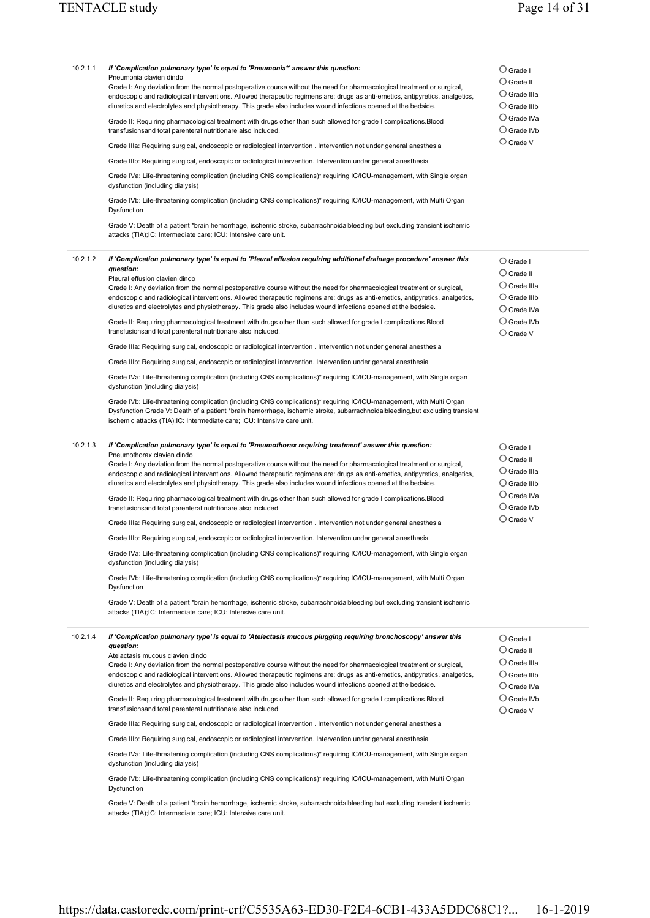**10.2.1.1** ***If 'Complication pulmonary type' is equal to 'Pneumonia*' answer this question:***

Pneumonia clavien dindo

Grade I: Any deviation from the normal postoperative course without the need for pharmacological treatment or surgical, endoscopic and radiological interventions. Allowed therapeutic regimens are: drugs as anti-emetics, antipyretics, analgetics, diuretics and electrolytes and physiotherapy. This grade also includes wound infections opened at the bedside.

Grade II: Requiring pharmacological treatment with drugs other than such allowed for grade I complications.Blood transfusionsand total parenteral nutritionare also included.

Grade IIIa: Requiring surgical, endoscopic or radiological intervention . Intervention not under general anesthesia

Grade IIIb: Requiring surgical, endoscopic or radiological intervention. Intervention under general anesthesia

Grade IVa: Life-threatening complication (including CNS complications)* requiring IC/ICU-management, with Single organ dysfunction (including dialysis)

Grade IVb: Life-threatening complication (including CNS complications)* requiring IC/ICU-management, with Multi Organ Dysfunction

Grade V: Death of a patient *brain hemorrhage, ischemic stroke, subarrachnoidalbleeding,but excluding transient ischemic attacks (TIA);IC: Intermediate care; ICU: Intensive care unit.

- ○ Grade I
- ○ Grade II
- ○ Grade IIIa
- ○ Grade IIIb
- ○ Grade IVa
- ○ Grade IVb
- ○ Grade V

---

**10.2.1.2** ***If 'Complication pulmonary type' is equal to 'Pleural effusion requiring additional drainage procedure' answer this question:***

Pleural effusion clavien dindo

Grade I: Any deviation from the normal postoperative course without the need for pharmacological treatment or surgical, endoscopic and radiological interventions. Allowed therapeutic regimens are: drugs as anti-emetics, antipyretics, analgetics, diuretics and electrolytes and physiotherapy. This grade also includes wound infections opened at the bedside.

Grade II: Requiring pharmacological treatment with drugs other than such allowed for grade I complications.Blood transfusionsand total parenteral nutritionare also included.

Grade IIIa: Requiring surgical, endoscopic or radiological intervention . Intervention not under general anesthesia

Grade IIIb: Requiring surgical, endoscopic or radiological intervention. Intervention under general anesthesia

Grade IVa: Life-threatening complication (including CNS complications)* requiring IC/ICU-management, with Single organ dysfunction (including dialysis)

Grade IVb: Life-threatening complication (including CNS complications)* requiring IC/ICU-management, with Multi Organ Dysfunction Grade V: Death of a patient *brain hemorrhage, ischemic stroke, subarrachnoidalbleeding,but excluding transient ischemic attacks (TIA);IC: Intermediate care; ICU: Intensive care unit.

- ○ Grade I
- ○ Grade II
- ○ Grade IIIa
- ○ Grade IIIb
- ○ Grade IVa
- ○ Grade IVb
- ○ Grade V

---

**10.2.1.3** ***If 'Complication pulmonary type' is equal to 'Pneumothorax requiring treatment' answer this question:***

Pneumothorax clavien dindo

Grade I: Any deviation from the normal postoperative course without the need for pharmacological treatment or surgical, endoscopic and radiological interventions. Allowed therapeutic regimens are: drugs as anti-emetics, antipyretics, analgetics, diuretics and electrolytes and physiotherapy. This grade also includes wound infections opened at the bedside.

Grade II: Requiring pharmacological treatment with drugs other than such allowed for grade I complications.Blood transfusionsand total parenteral nutritionare also included.

Grade IIIa: Requiring surgical, endoscopic or radiological intervention . Intervention not under general anesthesia

Grade IIIb: Requiring surgical, endoscopic or radiological intervention. Intervention under general anesthesia

Grade IVa: Life-threatening complication (including CNS complications)* requiring IC/ICU-management, with Single organ dysfunction (including dialysis)

Grade IVb: Life-threatening complication (including CNS complications)* requiring IC/ICU-management, with Multi Organ Dysfunction

Grade V: Death of a patient *brain hemorrhage, ischemic stroke, subarrachnoidalbleeding,but excluding transient ischemic attacks (TIA);IC: Intermediate care; ICU: Intensive care unit.

- ○ Grade I
- ○ Grade II
- ○ Grade IIIa
- ○ Grade IIIb
- ○ Grade IVa
- ○ Grade IVb
- ○ Grade V

---

**10.2.1.4** ***If 'Complication pulmonary type' is equal to 'Atelectasis mucous plugging requiring bronchoscopy' answer this question:***

Atelactasis mucous clavien dindo

Grade I: Any deviation from the normal postoperative course without the need for pharmacological treatment or surgical, endoscopic and radiological interventions. Allowed therapeutic regimens are: drugs as anti-emetics, antipyretics, analgetics, diuretics and electrolytes and physiotherapy. This grade also includes wound infections opened at the bedside.

Grade II: Requiring pharmacological treatment with drugs other than such allowed for grade I complications.Blood transfusionsand total parenteral nutritionare also included.

Grade IIIa: Requiring surgical, endoscopic or radiological intervention . Intervention not under general anesthesia

Grade IIIb: Requiring surgical, endoscopic or radiological intervention. Intervention under general anesthesia

Grade IVa: Life-threatening complication (including CNS complications)* requiring IC/ICU-management, with Single organ dysfunction (including dialysis)

Grade IVb: Life-threatening complication (including CNS complications)* requiring IC/ICU-management, with Multi Organ Dysfunction

Grade V: Death of a patient *brain hemorrhage, ischemic stroke, subarrachnoidalbleeding,but excluding transient ischemic attacks (TIA);IC: Intermediate care; ICU: Intensive care unit.

- ○ Grade I
- ○ Grade II
- ○ Grade IIIa
- ○ Grade IIIb
- ○ Grade IVa
- ○ Grade IVb
- ○ Grade V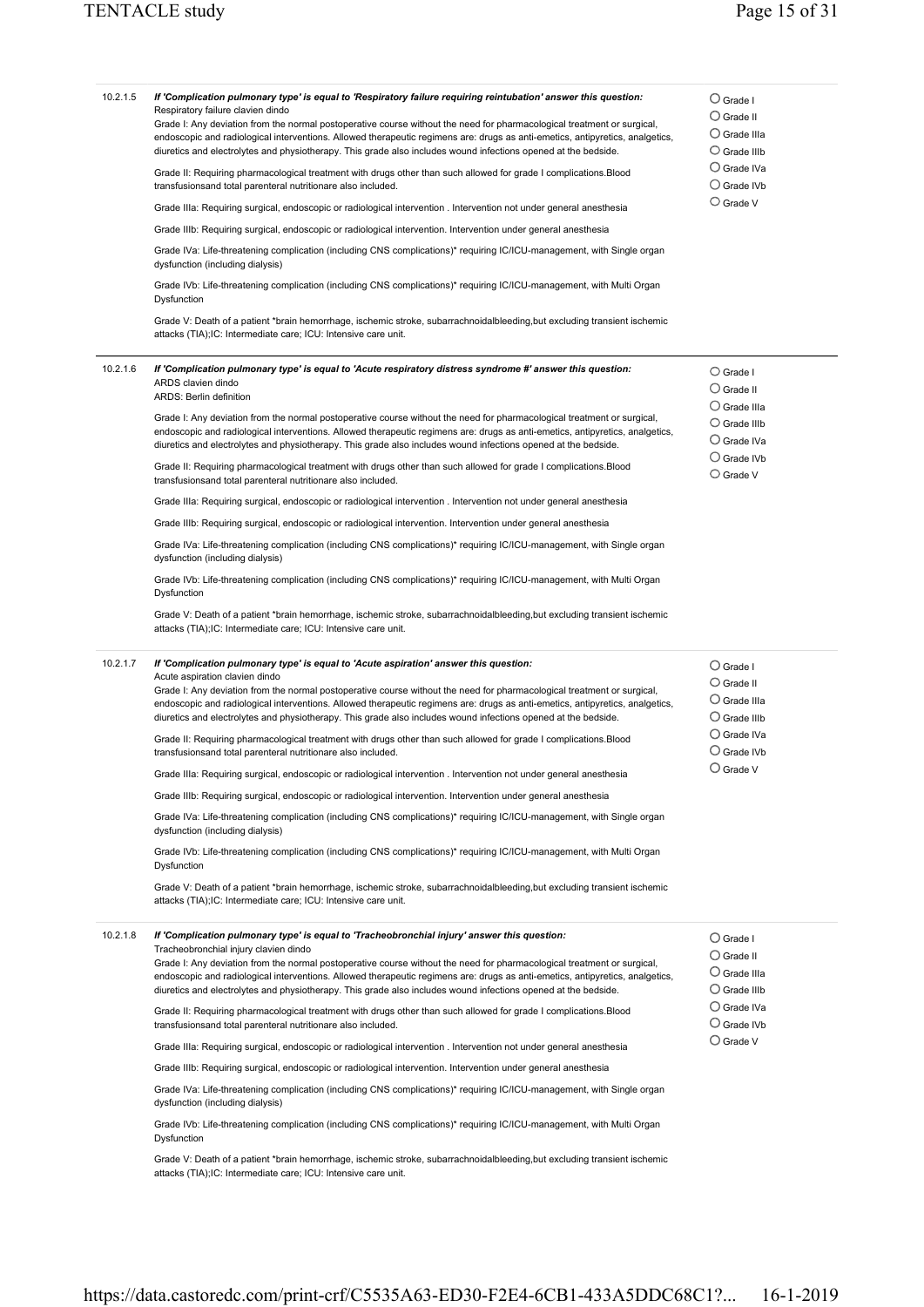**10.2.1.5** *If 'Complication pulmonary type' is equal to 'Respiratory failure requiring reintubation' answer this question:*

Respiratory failure clavien dindo

Grade I: Any deviation from the normal postoperative course without the need for pharmacological treatment or surgical, endoscopic and radiological interventions. Allowed therapeutic regimens are: drugs as anti-emetics, antipyretics, analgetics, diuretics and electrolytes and physiotherapy. This grade also includes wound infections opened at the bedside.

Grade II: Requiring pharmacological treatment with drugs other than such allowed for grade I complications.Blood transfusionsand total parenteral nutritionare also included.

Grade IIIa: Requiring surgical, endoscopic or radiological intervention . Intervention not under general anesthesia

Grade IIIb: Requiring surgical, endoscopic or radiological intervention. Intervention under general anesthesia

Grade IVa: Life-threatening complication (including CNS complications)* requiring IC/ICU-management, with Single organ dysfunction (including dialysis)

Grade IVb: Life-threatening complication (including CNS complications)* requiring IC/ICU-management, with Multi Organ Dysfunction

Grade V: Death of a patient *brain hemorrhage, ischemic stroke, subarrachnoidalbleeding,but excluding transient ischemic attacks (TIA);IC: Intermediate care; ICU: Intensive care unit.

- ○ Grade I
- ○ Grade II
- ○ Grade IIIa
- ○ Grade IIIb
- ○ Grade IVa
- ○ Grade IVb
- ○ Grade V

---

**10.2.1.6** *If 'Complication pulmonary type' is equal to 'Acute respiratory distress syndrome #' answer this question:*

ARDS clavien dindo

ARDS: Berlin definition

Grade I: Any deviation from the normal postoperative course without the need for pharmacological treatment or surgical, endoscopic and radiological interventions. Allowed therapeutic regimens are: drugs as anti-emetics, antipyretics, analgetics, diuretics and electrolytes and physiotherapy. This grade also includes wound infections opened at the bedside.

Grade II: Requiring pharmacological treatment with drugs other than such allowed for grade I complications.Blood transfusionsand total parenteral nutritionare also included.

Grade IIIa: Requiring surgical, endoscopic or radiological intervention . Intervention not under general anesthesia

Grade IIIb: Requiring surgical, endoscopic or radiological intervention. Intervention under general anesthesia

Grade IVa: Life-threatening complication (including CNS complications)* requiring IC/ICU-management, with Single organ dysfunction (including dialysis)

Grade IVb: Life-threatening complication (including CNS complications)* requiring IC/ICU-management, with Multi Organ Dysfunction

Grade V: Death of a patient *brain hemorrhage, ischemic stroke, subarrachnoidalbleeding,but excluding transient ischemic attacks (TIA);IC: Intermediate care; ICU: Intensive care unit.

- ○ Grade I
- ○ Grade II
- ○ Grade IIIa
- ○ Grade IIIb
- ○ Grade IVa
- ○ Grade IVb
- ○ Grade V

---

**10.2.1.7** *If 'Complication pulmonary type' is equal to 'Acute aspiration' answer this question:*

Acute aspiration clavien dindo

Grade I: Any deviation from the normal postoperative course without the need for pharmacological treatment or surgical, endoscopic and radiological interventions. Allowed therapeutic regimens are: drugs as anti-emetics, antipyretics, analgetics, diuretics and electrolytes and physiotherapy. This grade also includes wound infections opened at the bedside.

Grade II: Requiring pharmacological treatment with drugs other than such allowed for grade I complications.Blood transfusionsand total parenteral nutritionare also included.

Grade IIIa: Requiring surgical, endoscopic or radiological intervention . Intervention not under general anesthesia

Grade IIIb: Requiring surgical, endoscopic or radiological intervention. Intervention under general anesthesia

Grade IVa: Life-threatening complication (including CNS complications)* requiring IC/ICU-management, with Single organ dysfunction (including dialysis)

Grade IVb: Life-threatening complication (including CNS complications)* requiring IC/ICU-management, with Multi Organ Dysfunction

Grade V: Death of a patient *brain hemorrhage, ischemic stroke, subarrachnoidalbleeding,but excluding transient ischemic attacks (TIA);IC: Intermediate care; ICU: Intensive care unit.

- ○ Grade I
- ○ Grade II
- ○ Grade IIIa
- ○ Grade IIIb
- ○ Grade IVa
- ○ Grade IVb
- ○ Grade V

---

**10.2.1.8** *If 'Complication pulmonary type' is equal to 'Tracheobronchial injury' answer this question:*

Tracheobronchial injury clavien dindo

Grade I: Any deviation from the normal postoperative course without the need for pharmacological treatment or surgical, endoscopic and radiological interventions. Allowed therapeutic regimens are: drugs as anti-emetics, antipyretics, analgetics, diuretics and electrolytes and physiotherapy. This grade also includes wound infections opened at the bedside.

Grade II: Requiring pharmacological treatment with drugs other than such allowed for grade I complications.Blood transfusionsand total parenteral nutritionare also included.

Grade IIIa: Requiring surgical, endoscopic or radiological intervention . Intervention not under general anesthesia

Grade IIIb: Requiring surgical, endoscopic or radiological intervention. Intervention under general anesthesia

Grade IVa: Life-threatening complication (including CNS complications)* requiring IC/ICU-management, with Single organ dysfunction (including dialysis)

Grade IVb: Life-threatening complication (including CNS complications)* requiring IC/ICU-management, with Multi Organ Dysfunction

Grade V: Death of a patient *brain hemorrhage, ischemic stroke, subarrachnoidalbleeding,but excluding transient ischemic attacks (TIA);IC: Intermediate care; ICU: Intensive care unit.

- ○ Grade I
- ○ Grade II
- ○ Grade IIIa
- ○ Grade IIIb
- ○ Grade IVa
- ○ Grade IVb
- ○ Grade V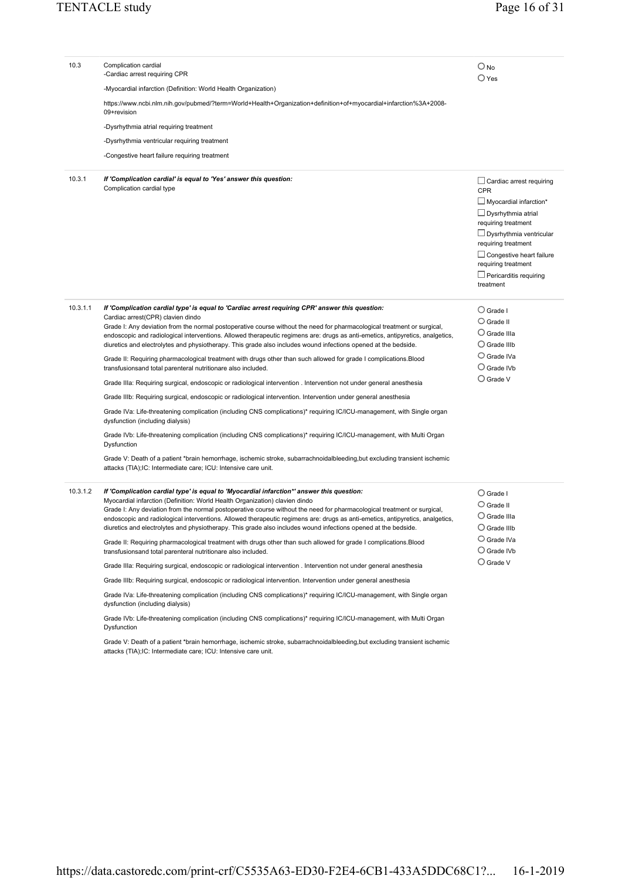| | | |
|---|---|---|
| 10.3 | Complication cardial<br>-Cardiac arrest requiring CPR<br>-Myocardial infarction (Definition: World Health Organization)<br>https://www.ncbi.nlm.nih.gov/pubmed/?term=World+Health+Organization+definition+of+myocardial+infarction%3A+2008-09+revision<br>-Dysrhythmia atrial requiring treatment<br>-Dysrhythmia ventricular requiring treatment<br>-Congestive heart failure requiring treatment | ○ No<br>○ Yes |
| 10.3.1 | ***If 'Complication cardial' is equal to 'Yes' answer this question:***<br>Complication cardial type | ☐ Cardiac arrest requiring CPR<br>☐ Myocardial infarction*<br>☐ Dysrhythmia atrial requiring treatment<br>☐ Dysrhythmia ventricular requiring treatment<br>☐ Congestive heart failure requiring treatment<br>☐ Pericarditis requiring treatment |
| 10.3.1.1 | ***If 'Complication cardial type' is equal to 'Cardiac arrest requiring CPR' answer this question:***<br>Cardiac arrest(CPR) clavien dindo<br>Grade I: Any deviation from the normal postoperative course without the need for pharmacological treatment or surgical, endoscopic and radiological interventions. Allowed therapeutic regimens are: drugs as anti-emetics, antipyretics, analgetics, diuretics and electrolytes and physiotherapy. This grade also includes wound infections opened at the bedside.<br>Grade II: Requiring pharmacological treatment with drugs other than such allowed for grade I complications.Blood transfusionsand total parenteral nutritionare also included.<br>Grade IIIa: Requiring surgical, endoscopic or radiological intervention . Intervention not under general anesthesia<br>Grade IIIb: Requiring surgical, endoscopic or radiological intervention. Intervention under general anesthesia<br>Grade IVa: Life-threatening complication (including CNS complications)* requiring IC/ICU-management, with Single organ dysfunction (including dialysis)<br>Grade IVb: Life-threatening complication (including CNS complications)* requiring IC/ICU-management, with Multi Organ Dysfunction<br>Grade V: Death of a patient *brain hemorrhage, ischemic stroke, subarrachnoidalbleeding,but excluding transient ischemic attacks (TIA);IC: Intermediate care; ICU: Intensive care unit. | ○ Grade I<br>○ Grade II<br>○ Grade IIIa<br>○ Grade IIIb<br>○ Grade IVa<br>○ Grade IVb<br>○ Grade V |
| 10.3.1.2 | ***If 'Complication cardial type' is equal to 'Myocardial infarction*' answer this question:***<br>Myocardial infarction (Definition: World Health Organization) clavien dindo<br>Grade I: Any deviation from the normal postoperative course without the need for pharmacological treatment or surgical, endoscopic and radiological interventions. Allowed therapeutic regimens are: drugs as anti-emetics, antipyretics, analgetics, diuretics and electrolytes and physiotherapy. This grade also includes wound infections opened at the bedside.<br>Grade II: Requiring pharmacological treatment with drugs other than such allowed for grade I complications.Blood transfusionsand total parenteral nutritionare also included.<br>Grade IIIa: Requiring surgical, endoscopic or radiological intervention . Intervention not under general anesthesia<br>Grade IIIb: Requiring surgical, endoscopic or radiological intervention. Intervention under general anesthesia<br>Grade IVa: Life-threatening complication (including CNS complications)* requiring IC/ICU-management, with Single organ dysfunction (including dialysis)<br>Grade IVb: Life-threatening complication (including CNS complications)* requiring IC/ICU-management, with Multi Organ Dysfunction<br>Grade V: Death of a patient *brain hemorrhage, ischemic stroke, subarrachnoidalbleeding,but excluding transient ischemic attacks (TIA);IC: Intermediate care; ICU: Intensive care unit. | ○ Grade I<br>○ Grade II<br>○ Grade IIIa<br>○ Grade IIIb<br>○ Grade IVa<br>○ Grade IVb<br>○ Grade V |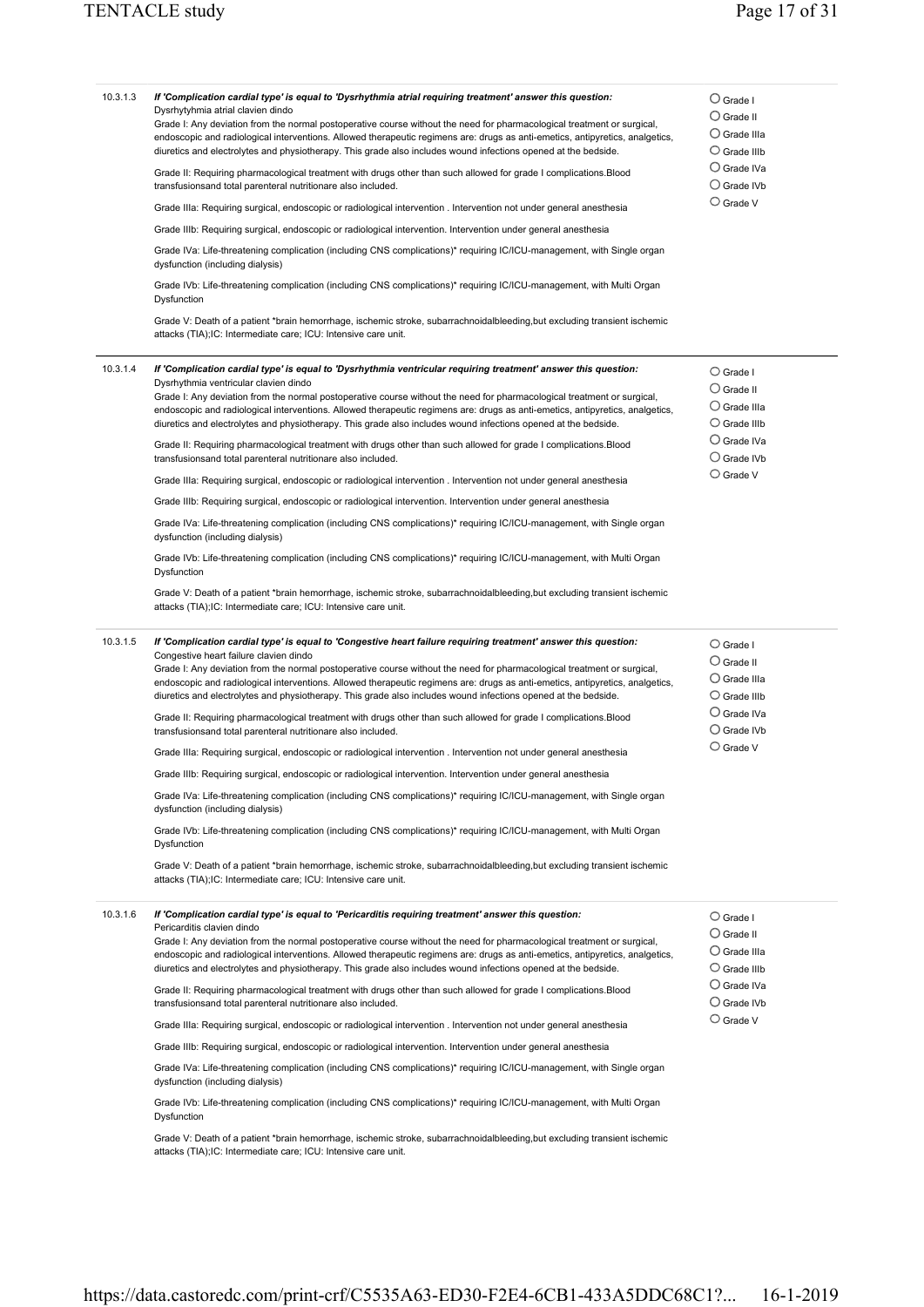**10.3.1.3** ***If 'Complication cardial type' is equal to 'Dysrhythmia atrial requiring treatment' answer this question:***

Dysrhytyhmia atrial clavien dindo

Grade I: Any deviation from the normal postoperative course without the need for pharmacological treatment or surgical, endoscopic and radiological interventions. Allowed therapeutic regimens are: drugs as anti-emetics, antipyretics, analgetics, diuretics and electrolytes and physiotherapy. This grade also includes wound infections opened at the bedside.

Grade II: Requiring pharmacological treatment with drugs other than such allowed for grade I complications.Blood transfusionsand total parenteral nutritionare also included.

Grade IIIa: Requiring surgical, endoscopic or radiological intervention . Intervention not under general anesthesia

Grade IIIb: Requiring surgical, endoscopic or radiological intervention. Intervention under general anesthesia

Grade IVa: Life-threatening complication (including CNS complications)* requiring IC/ICU-management, with Single organ dysfunction (including dialysis)

Grade IVb: Life-threatening complication (including CNS complications)* requiring IC/ICU-management, with Multi Organ Dysfunction

Grade V: Death of a patient *brain hemorrhage, ischemic stroke, subarrachnoidalbleeding,but excluding transient ischemic attacks (TIA);IC: Intermediate care; ICU: Intensive care unit.

- ○ Grade I
- ○ Grade II
- ○ Grade IIIa
- ○ Grade IIIb
- ○ Grade IVa
- ○ Grade IVb
- ○ Grade V

---

**10.3.1.4** ***If 'Complication cardial type' is equal to 'Dysrhythmia ventricular requiring treatment' answer this question:***

Dysrhythmia ventricular clavien dindo

Grade I: Any deviation from the normal postoperative course without the need for pharmacological treatment or surgical, endoscopic and radiological interventions. Allowed therapeutic regimens are: drugs as anti-emetics, antipyretics, analgetics, diuretics and electrolytes and physiotherapy. This grade also includes wound infections opened at the bedside.

Grade II: Requiring pharmacological treatment with drugs other than such allowed for grade I complications.Blood transfusionsand total parenteral nutritionare also included.

Grade IIIa: Requiring surgical, endoscopic or radiological intervention . Intervention not under general anesthesia

Grade IIIb: Requiring surgical, endoscopic or radiological intervention. Intervention under general anesthesia

Grade IVa: Life-threatening complication (including CNS complications)* requiring IC/ICU-management, with Single organ dysfunction (including dialysis)

Grade IVb: Life-threatening complication (including CNS complications)* requiring IC/ICU-management, with Multi Organ Dysfunction

Grade V: Death of a patient *brain hemorrhage, ischemic stroke, subarrachnoidalbleeding,but excluding transient ischemic attacks (TIA);IC: Intermediate care; ICU: Intensive care unit.

- ○ Grade I
- ○ Grade II
- ○ Grade IIIa
- ○ Grade IIIb
- ○ Grade IVa
- ○ Grade IVb
- ○ Grade V

---

**10.3.1.5** ***If 'Complication cardial type' is equal to 'Congestive heart failure requiring treatment' answer this question:***

Congestive heart failure clavien dindo

Grade I: Any deviation from the normal postoperative course without the need for pharmacological treatment or surgical, endoscopic and radiological interventions. Allowed therapeutic regimens are: drugs as anti-emetics, antipyretics, analgetics, diuretics and electrolytes and physiotherapy. This grade also includes wound infections opened at the bedside.

Grade II: Requiring pharmacological treatment with drugs other than such allowed for grade I complications.Blood transfusionsand total parenteral nutritionare also included.

Grade IIIa: Requiring surgical, endoscopic or radiological intervention . Intervention not under general anesthesia

Grade IIIb: Requiring surgical, endoscopic or radiological intervention. Intervention under general anesthesia

Grade IVa: Life-threatening complication (including CNS complications)* requiring IC/ICU-management, with Single organ dysfunction (including dialysis)

Grade IVb: Life-threatening complication (including CNS complications)* requiring IC/ICU-management, with Multi Organ Dysfunction

Grade V: Death of a patient *brain hemorrhage, ischemic stroke, subarrachnoidalbleeding,but excluding transient ischemic attacks (TIA);IC: Intermediate care; ICU: Intensive care unit.

- ○ Grade I
- ○ Grade II
- ○ Grade IIIa
- ○ Grade IIIb
- ○ Grade IVa
- ○ Grade IVb
- ○ Grade V

---

**10.3.1.6** ***If 'Complication cardial type' is equal to 'Pericarditis requiring treatment' answer this question:***

Pericarditis clavien dindo

Grade I: Any deviation from the normal postoperative course without the need for pharmacological treatment or surgical, endoscopic and radiological interventions. Allowed therapeutic regimens are: drugs as anti-emetics, antipyretics, analgetics, diuretics and electrolytes and physiotherapy. This grade also includes wound infections opened at the bedside.

Grade II: Requiring pharmacological treatment with drugs other than such allowed for grade I complications.Blood transfusionsand total parenteral nutritionare also included.

Grade IIIa: Requiring surgical, endoscopic or radiological intervention . Intervention not under general anesthesia

Grade IIIb: Requiring surgical, endoscopic or radiological intervention. Intervention under general anesthesia

Grade IVa: Life-threatening complication (including CNS complications)* requiring IC/ICU-management, with Single organ dysfunction (including dialysis)

Grade IVb: Life-threatening complication (including CNS complications)* requiring IC/ICU-management, with Multi Organ Dysfunction

Grade V: Death of a patient *brain hemorrhage, ischemic stroke, subarrachnoidalbleeding,but excluding transient ischemic attacks (TIA);IC: Intermediate care; ICU: Intensive care unit.

- ○ Grade I
- ○ Grade II
- ○ Grade IIIa
- ○ Grade IIIb
- ○ Grade IVa
- ○ Grade IVb
- ○ Grade V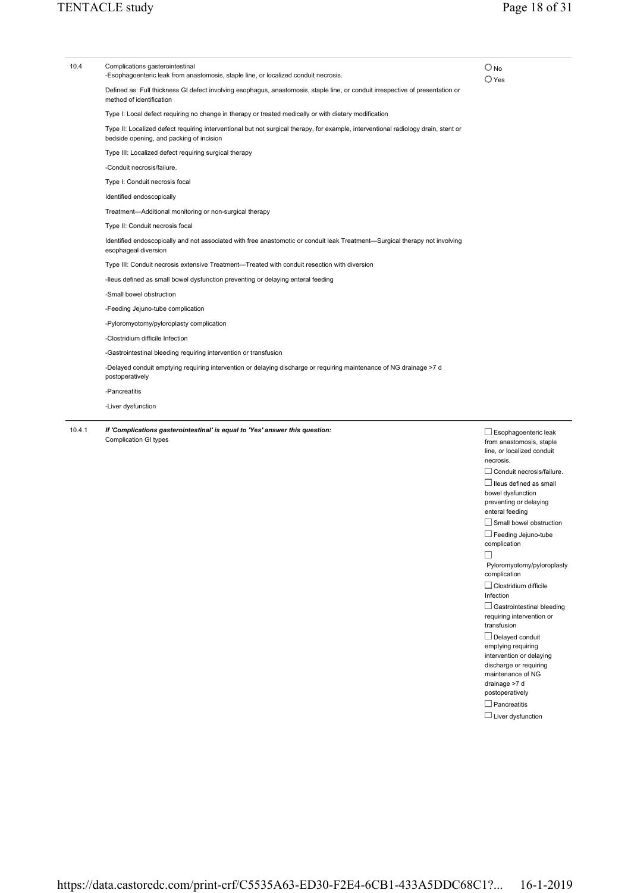10.4 Complications gasterointestinal
-Esophagoenteric leak from anastomosis, staple line, or localized conduit necrosis.

Defined as: Full thickness GI defect involving esophagus, anastomosis, staple line, or conduit irrespective of presentation or method of identification

Type I: Local defect requiring no change in therapy or treated medically or with dietary modification

Type II: Localized defect requiring interventional but not surgical therapy, for example, interventional radiology drain, stent or bedside opening, and packing of incision

Type III: Localized defect requiring surgical therapy

-Conduit necrosis/failure.

Type I: Conduit necrosis focal

Identified endoscopically

Treatment—Additional monitoring or non-surgical therapy

Type II: Conduit necrosis focal

Identified endoscopically and not associated with free anastomotic or conduit leak Treatment—Surgical therapy not involving esophageal diversion

Type III: Conduit necrosis extensive Treatment—Treated with conduit resection with diversion

-Ileus defined as small bowel dysfunction preventing or delaying enteral feeding

-Small bowel obstruction

-Feeding Jejuno-tube complication

-Pyloromyotomy/pyloroplasty complication

-Clostridium difficile Infection

-Gastrointestinal bleeding requiring intervention or transfusion

-Delayed conduit emptying requiring intervention or delaying discharge or requiring maintenance of NG drainage >7 d postoperatively

-Pancreatitis

-Liver dysfunction

- ○ No
- ○ Yes

---

10.4.1 ***If 'Complications gasterointestinal' is equal to 'Yes' answer this question:***
Complication GI types

- ☐ Esophagoenteric leak from anastomosis, staple line, or localized conduit necrosis.
- ☐ Conduit necrosis/failure.
- ☐ Ileus defined as small bowel dysfunction preventing or delaying enteral feeding
- ☐ Small bowel obstruction
- ☐ Feeding Jejuno-tube complication
- ☐ Pyloromyotomy/pyloroplasty complication
- ☐ Clostridium difficile Infection
- ☐ Gastrointestinal bleeding requiring intervention or transfusion
- ☐ Delayed conduit emptying requiring intervention or delaying discharge or requiring maintenance of NG drainage >7 d postoperatively
- ☐ Pancreatitis
- ☐ Liver dysfunction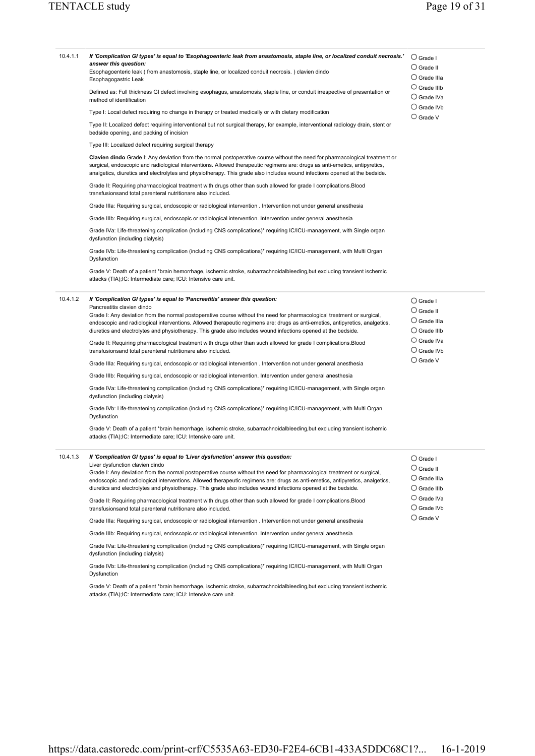**10.4.1.1** ***If 'Complication GI types' is equal to 'Esophagoenteric leak from anastomosis, staple line, or localized conduit necrosis.' answer this question:***

Esophagoenteric leak ( from anastomosis, staple line, or localized conduit necrosis. ) clavien dindo
Esophagogastric Leak

Defined as: Full thickness GI defect involving esophagus, anastomosis, staple line, or conduit irrespective of presentation or method of identification

Type I: Local defect requiring no change in therapy or treated medically or with dietary modification

Type II: Localized defect requiring interventional but not surgical therapy, for example, interventional radiology drain, stent or bedside opening, and packing of incision

Type III: Localized defect requiring surgical therapy

**Clavien dindo** Grade I: Any deviation from the normal postoperative course without the need for pharmacological treatment or surgical, endoscopic and radiological interventions. Allowed therapeutic regimens are: drugs as anti-emetics, antipyretics, analgetics, diuretics and electrolytes and physiotherapy. This grade also includes wound infections opened at the bedside.

Grade II: Requiring pharmacological treatment with drugs other than such allowed for grade I complications.Blood transfusionsand total parenteral nutritionare also included.

Grade IIIa: Requiring surgical, endoscopic or radiological intervention . Intervention not under general anesthesia

Grade IIIb: Requiring surgical, endoscopic or radiological intervention. Intervention under general anesthesia

Grade IVa: Life-threatening complication (including CNS complications)* requiring IC/ICU-management, with Single organ dysfunction (including dialysis)

Grade IVb: Life-threatening complication (including CNS complications)* requiring IC/ICU-management, with Multi Organ Dysfunction

Grade V: Death of a patient *brain hemorrhage, ischemic stroke, subarrachnoidalbleeding,but excluding transient ischemic attacks (TIA);IC: Intermediate care; ICU: Intensive care unit.

- ○ Grade I
- ○ Grade II
- ○ Grade IIIa
- ○ Grade IIIb
- ○ Grade IVa
- ○ Grade IVb
- ○ Grade V

**10.4.1.2** ***If 'Complication GI types' is equal to 'Pancreatitis' answer this question:***

Pancreatitis clavien dindo
Grade I: Any deviation from the normal postoperative course without the need for pharmacological treatment or surgical, endoscopic and radiological interventions. Allowed therapeutic regimens are: drugs as anti-emetics, antipyretics, analgetics, diuretics and electrolytes and physiotherapy. This grade also includes wound infections opened at the bedside.

Grade II: Requiring pharmacological treatment with drugs other than such allowed for grade I complications.Blood transfusionsand total parenteral nutritionare also included.

Grade IIIa: Requiring surgical, endoscopic or radiological intervention . Intervention not under general anesthesia

Grade IIIb: Requiring surgical, endoscopic or radiological intervention. Intervention under general anesthesia

Grade IVa: Life-threatening complication (including CNS complications)* requiring IC/ICU-management, with Single organ dysfunction (including dialysis)

Grade IVb: Life-threatening complication (including CNS complications)* requiring IC/ICU-management, with Multi Organ Dysfunction

Grade V: Death of a patient *brain hemorrhage, ischemic stroke, subarrachnoidalbleeding,but excluding transient ischemic attacks (TIA);IC: Intermediate care; ICU: Intensive care unit.

- ○ Grade I
- ○ Grade II
- ○ Grade IIIa
- ○ Grade IIIb
- ○ Grade IVa
- ○ Grade IVb
- ○ Grade V

**10.4.1.3** ***If 'Complication GI types' is equal to 'Liver dysfunction' answer this question:***

Liver dysfunction clavien dindo
Grade I: Any deviation from the normal postoperative course without the need for pharmacological treatment or surgical, endoscopic and radiological interventions. Allowed therapeutic regimens are: drugs as anti-emetics, antipyretics, analgetics, diuretics and electrolytes and physiotherapy. This grade also includes wound infections opened at the bedside.

Grade II: Requiring pharmacological treatment with drugs other than such allowed for grade I complications.Blood transfusionsand total parenteral nutritionare also included.

Grade IIIa: Requiring surgical, endoscopic or radiological intervention . Intervention not under general anesthesia

Grade IIIb: Requiring surgical, endoscopic or radiological intervention. Intervention under general anesthesia

Grade IVa: Life-threatening complication (including CNS complications)* requiring IC/ICU-management, with Single organ dysfunction (including dialysis)

Grade IVb: Life-threatening complication (including CNS complications)* requiring IC/ICU-management, with Multi Organ Dysfunction

Grade V: Death of a patient *brain hemorrhage, ischemic stroke, subarrachnoidalbleeding,but excluding transient ischemic attacks (TIA);IC: Intermediate care; ICU: Intensive care unit.

- ○ Grade I
- ○ Grade II
- ○ Grade IIIa
- ○ Grade IIIb
- ○ Grade IVa
- ○ Grade IVb
- ○ Grade V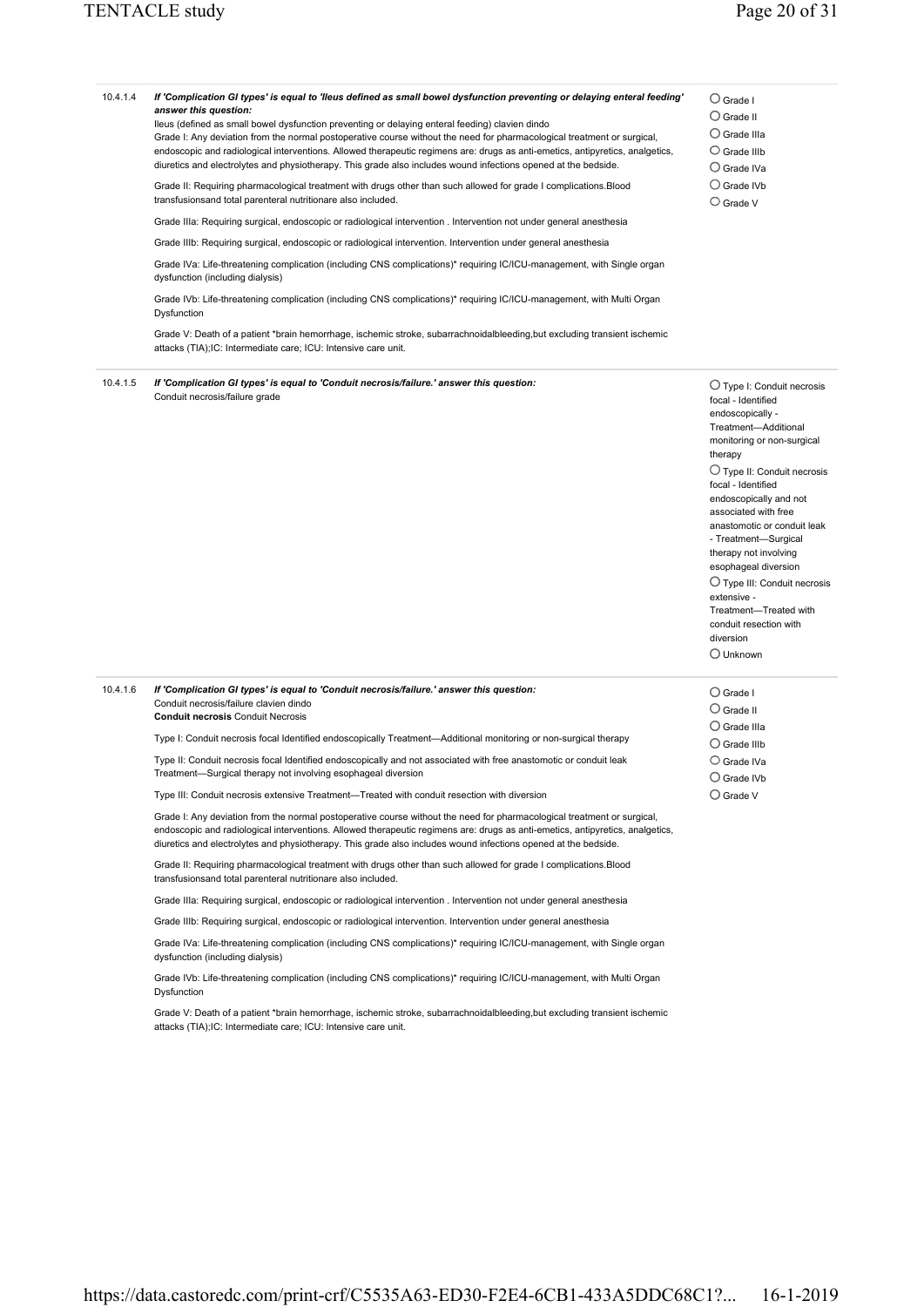**10.4.1.4** ***If 'Complication GI types' is equal to 'Ileus defined as small bowel dysfunction preventing or delaying enteral feeding' answer this question:***

Ileus (defined as small bowel dysfunction preventing or delaying enteral feeding) clavien dindo

Grade I: Any deviation from the normal postoperative course without the need for pharmacological treatment or surgical, endoscopic and radiological interventions. Allowed therapeutic regimens are: drugs as anti-emetics, antipyretics, analgetics, diuretics and electrolytes and physiotherapy. This grade also includes wound infections opened at the bedside.

Grade II: Requiring pharmacological treatment with drugs other than such allowed for grade I complications.Blood transfusionsand total parenteral nutritionare also included.

Grade IIIa: Requiring surgical, endoscopic or radiological intervention . Intervention not under general anesthesia

Grade IIIb: Requiring surgical, endoscopic or radiological intervention. Intervention under general anesthesia

Grade IVa: Life-threatening complication (including CNS complications)* requiring IC/ICU-management, with Single organ dysfunction (including dialysis)

Grade IVb: Life-threatening complication (including CNS complications)* requiring IC/ICU-management, with Multi Organ Dysfunction

Grade V: Death of a patient *brain hemorrhage, ischemic stroke, subarrachnoidalbleeding,but excluding transient ischemic attacks (TIA);IC: Intermediate care; ICU: Intensive care unit.

- ○ Grade I
- ○ Grade II
- ○ Grade IIIa
- ○ Grade IIIb
- ○ Grade IVa
- ○ Grade IVb
- ○ Grade V

---

**10.4.1.5** ***If 'Complication GI types' is equal to 'Conduit necrosis/failure.' answer this question:***

Conduit necrosis/failure grade

- ○ Type I: Conduit necrosis focal - Identified endoscopically - Treatment—Additional monitoring or non-surgical therapy
- ○ Type II: Conduit necrosis focal - Identified endoscopically and not associated with free anastomotic or conduit leak - Treatment—Surgical therapy not involving esophageal diversion
- ○ Type III: Conduit necrosis extensive - Treatment—Treated with conduit resection with diversion
- ○ Unknown

---

**10.4.1.6** ***If 'Complication GI types' is equal to 'Conduit necrosis/failure.' answer this question:***

Conduit necrosis/failure clavien dindo

**Conduit necrosis** Conduit Necrosis

Type I: Conduit necrosis focal Identified endoscopically Treatment—Additional monitoring or non-surgical therapy

Type II: Conduit necrosis focal Identified endoscopically and not associated with free anastomotic or conduit leak Treatment—Surgical therapy not involving esophageal diversion

Type III: Conduit necrosis extensive Treatment—Treated with conduit resection with diversion

Grade I: Any deviation from the normal postoperative course without the need for pharmacological treatment or surgical, endoscopic and radiological interventions. Allowed therapeutic regimens are: drugs as anti-emetics, antipyretics, analgetics, diuretics and electrolytes and physiotherapy. This grade also includes wound infections opened at the bedside.

Grade II: Requiring pharmacological treatment with drugs other than such allowed for grade I complications.Blood transfusionsand total parenteral nutritionare also included.

Grade IIIa: Requiring surgical, endoscopic or radiological intervention . Intervention not under general anesthesia

Grade IIIb: Requiring surgical, endoscopic or radiological intervention. Intervention under general anesthesia

Grade IVa: Life-threatening complication (including CNS complications)* requiring IC/ICU-management, with Single organ dysfunction (including dialysis)

Grade IVb: Life-threatening complication (including CNS complications)* requiring IC/ICU-management, with Multi Organ Dysfunction

Grade V: Death of a patient *brain hemorrhage, ischemic stroke, subarrachnoidalbleeding,but excluding transient ischemic attacks (TIA);IC: Intermediate care; ICU: Intensive care unit.

- ○ Grade I
- ○ Grade II
- ○ Grade IIIa
- ○ Grade IIIb
- ○ Grade IVa
- ○ Grade IVb
- ○ Grade V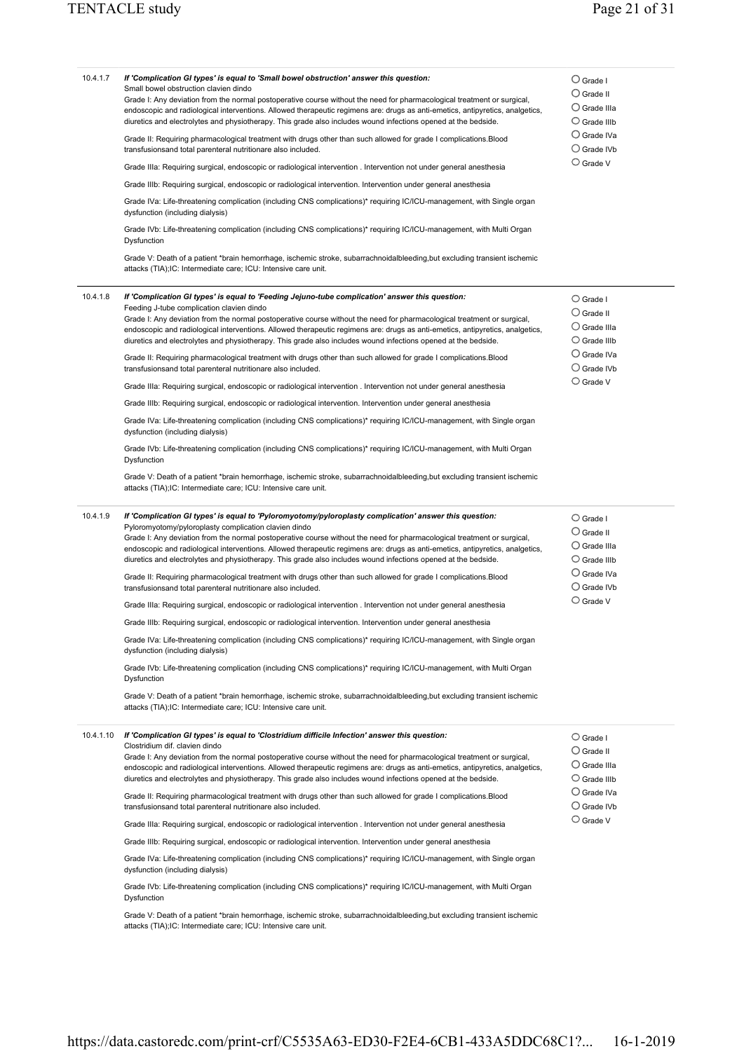**10.4.1.7** ***If 'Complication GI types' is equal to 'Small bowel obstruction' answer this question:***

Small bowel obstruction clavien dindo

Grade I: Any deviation from the normal postoperative course without the need for pharmacological treatment or surgical, endoscopic and radiological interventions. Allowed therapeutic regimens are: drugs as anti-emetics, antipyretics, analgetics, diuretics and electrolytes and physiotherapy. This grade also includes wound infections opened at the bedside.

Grade II: Requiring pharmacological treatment with drugs other than such allowed for grade I complications.Blood transfusionsand total parenteral nutritionare also included.

Grade IIIa: Requiring surgical, endoscopic or radiological intervention . Intervention not under general anesthesia

Grade IIIb: Requiring surgical, endoscopic or radiological intervention. Intervention under general anesthesia

Grade IVa: Life-threatening complication (including CNS complications)* requiring IC/ICU-management, with Single organ dysfunction (including dialysis)

Grade IVb: Life-threatening complication (including CNS complications)* requiring IC/ICU-management, with Multi Organ Dysfunction

Grade V: Death of a patient *brain hemorrhage, ischemic stroke, subarrachnoidalbleeding,but excluding transient ischemic attacks (TIA);IC: Intermediate care; ICU: Intensive care unit.

- ○ Grade I
- ○ Grade II
- ○ Grade IIIa
- ○ Grade IIIb
- ○ Grade IVa
- ○ Grade IVb
- ○ Grade V

---

**10.4.1.8** ***If 'Complication GI types' is equal to 'Feeding Jejuno-tube complication' answer this question:***

Feeding J-tube complication clavien dindo

Grade I: Any deviation from the normal postoperative course without the need for pharmacological treatment or surgical, endoscopic and radiological interventions. Allowed therapeutic regimens are: drugs as anti-emetics, antipyretics, analgetics, diuretics and electrolytes and physiotherapy. This grade also includes wound infections opened at the bedside.

Grade II: Requiring pharmacological treatment with drugs other than such allowed for grade I complications.Blood transfusionsand total parenteral nutritionare also included.

Grade IIIa: Requiring surgical, endoscopic or radiological intervention . Intervention not under general anesthesia

Grade IIIb: Requiring surgical, endoscopic or radiological intervention. Intervention under general anesthesia

Grade IVa: Life-threatening complication (including CNS complications)* requiring IC/ICU-management, with Single organ dysfunction (including dialysis)

Grade IVb: Life-threatening complication (including CNS complications)* requiring IC/ICU-management, with Multi Organ Dysfunction

Grade V: Death of a patient *brain hemorrhage, ischemic stroke, subarrachnoidalbleeding,but excluding transient ischemic attacks (TIA);IC: Intermediate care; ICU: Intensive care unit.

- ○ Grade I
- ○ Grade II
- ○ Grade IIIa
- ○ Grade IIIb
- ○ Grade IVa
- ○ Grade IVb
- ○ Grade V

---

**10.4.1.9** ***If 'Complication GI types' is equal to 'Pyloromyotomy/pyloroplasty complication' answer this question:***

Pyloromyotomy/pyloroplasty complication clavien dindo

Grade I: Any deviation from the normal postoperative course without the need for pharmacological treatment or surgical, endoscopic and radiological interventions. Allowed therapeutic regimens are: drugs as anti-emetics, antipyretics, analgetics, diuretics and electrolytes and physiotherapy. This grade also includes wound infections opened at the bedside.

Grade II: Requiring pharmacological treatment with drugs other than such allowed for grade I complications.Blood transfusionsand total parenteral nutritionare also included.

Grade IIIa: Requiring surgical, endoscopic or radiological intervention . Intervention not under general anesthesia

Grade IIIb: Requiring surgical, endoscopic or radiological intervention. Intervention under general anesthesia

Grade IVa: Life-threatening complication (including CNS complications)* requiring IC/ICU-management, with Single organ dysfunction (including dialysis)

Grade IVb: Life-threatening complication (including CNS complications)* requiring IC/ICU-management, with Multi Organ Dysfunction

Grade V: Death of a patient *brain hemorrhage, ischemic stroke, subarrachnoidalbleeding,but excluding transient ischemic attacks (TIA);IC: Intermediate care; ICU: Intensive care unit.

- ○ Grade I
- ○ Grade II
- ○ Grade IIIa
- ○ Grade IIIb
- ○ Grade IVa
- ○ Grade IVb
- ○ Grade V

---

**10.4.1.10** ***If 'Complication GI types' is equal to 'Clostridium difficile Infection' answer this question:***

Clostridium dif. clavien dindo

Grade I: Any deviation from the normal postoperative course without the need for pharmacological treatment or surgical, endoscopic and radiological interventions. Allowed therapeutic regimens are: drugs as anti-emetics, antipyretics, analgetics, diuretics and electrolytes and physiotherapy. This grade also includes wound infections opened at the bedside.

Grade II: Requiring pharmacological treatment with drugs other than such allowed for grade I complications.Blood transfusionsand total parenteral nutritionare also included.

Grade IIIa: Requiring surgical, endoscopic or radiological intervention . Intervention not under general anesthesia

Grade IIIb: Requiring surgical, endoscopic or radiological intervention. Intervention under general anesthesia

Grade IVa: Life-threatening complication (including CNS complications)* requiring IC/ICU-management, with Single organ dysfunction (including dialysis)

Grade IVb: Life-threatening complication (including CNS complications)* requiring IC/ICU-management, with Multi Organ Dysfunction

Grade V: Death of a patient *brain hemorrhage, ischemic stroke, subarrachnoidalbleeding,but excluding transient ischemic attacks (TIA);IC: Intermediate care; ICU: Intensive care unit.

- ○ Grade I
- ○ Grade II
- ○ Grade IIIa
- ○ Grade IIIb
- ○ Grade IVa
- ○ Grade IVb
- ○ Grade V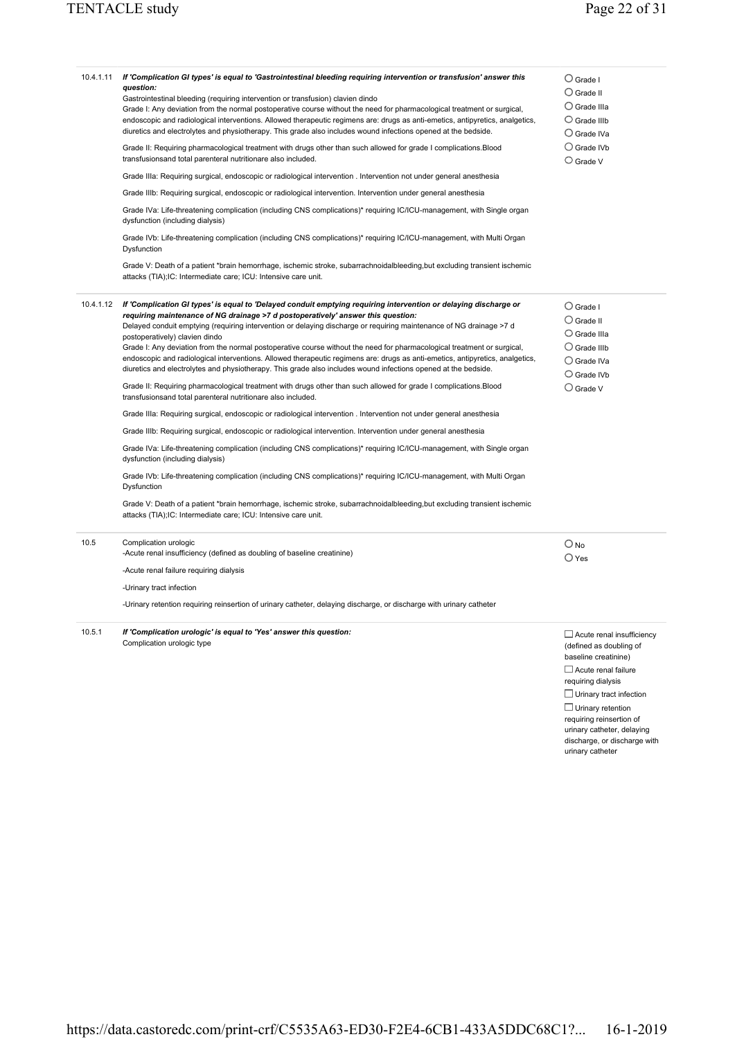**10.4.1.11** ***If 'Complication GI types' is equal to 'Gastrointestinal bleeding requiring intervention or transfusion' answer this question:***

Gastrointestinal bleeding (requiring intervention or transfusion) clavien dindo

Grade I: Any deviation from the normal postoperative course without the need for pharmacological treatment or surgical, endoscopic and radiological interventions. Allowed therapeutic regimens are: drugs as anti-emetics, antipyretics, analgetics, diuretics and electrolytes and physiotherapy. This grade also includes wound infections opened at the bedside.

Grade II: Requiring pharmacological treatment with drugs other than such allowed for grade I complications.Blood transfusionsand total parenteral nutritionare also included.

Grade IIIa: Requiring surgical, endoscopic or radiological intervention . Intervention not under general anesthesia

Grade IIIb: Requiring surgical, endoscopic or radiological intervention. Intervention under general anesthesia

Grade IVa: Life-threatening complication (including CNS complications)* requiring IC/ICU-management, with Single organ dysfunction (including dialysis)

Grade IVb: Life-threatening complication (including CNS complications)* requiring IC/ICU-management, with Multi Organ Dysfunction

Grade V: Death of a patient *brain hemorrhage, ischemic stroke, subarrachnoidalbleeding,but excluding transient ischemic attacks (TIA);IC: Intermediate care; ICU: Intensive care unit.

- ○ Grade I
- ○ Grade II
- ○ Grade IIIa
- ○ Grade IIIb
- ○ Grade IVa
- ○ Grade IVb
- ○ Grade V

---

**10.4.1.12** ***If 'Complication GI types' is equal to 'Delayed conduit emptying requiring intervention or delaying discharge or requiring maintenance of NG drainage >7 d postoperatively' answer this question:***

Delayed conduit emptying (requiring intervention or delaying discharge or requiring maintenance of NG drainage >7 d postoperatively) clavien dindo

Grade I: Any deviation from the normal postoperative course without the need for pharmacological treatment or surgical, endoscopic and radiological interventions. Allowed therapeutic regimens are: drugs as anti-emetics, antipyretics, analgetics, diuretics and electrolytes and physiotherapy. This grade also includes wound infections opened at the bedside.

Grade II: Requiring pharmacological treatment with drugs other than such allowed for grade I complications.Blood transfusionsand total parenteral nutritionare also included.

Grade IIIa: Requiring surgical, endoscopic or radiological intervention . Intervention not under general anesthesia

Grade IIIb: Requiring surgical, endoscopic or radiological intervention. Intervention under general anesthesia

Grade IVa: Life-threatening complication (including CNS complications)* requiring IC/ICU-management, with Single organ dysfunction (including dialysis)

Grade IVb: Life-threatening complication (including CNS complications)* requiring IC/ICU-management, with Multi Organ Dysfunction

Grade V: Death of a patient *brain hemorrhage, ischemic stroke, subarrachnoidalbleeding,but excluding transient ischemic attacks (TIA);IC: Intermediate care; ICU: Intensive care unit.

- ○ Grade I
- ○ Grade II
- ○ Grade IIIa
- ○ Grade IIIb
- ○ Grade IVa
- ○ Grade IVb
- ○ Grade V

---

**10.5** Complication urologic

-Acute renal insufficiency (defined as doubling of baseline creatinine)

-Acute renal failure requiring dialysis

-Urinary tract infection

-Urinary retention requiring reinsertion of urinary catheter, delaying discharge, or discharge with urinary catheter

- ○ No
- ○ Yes

---

**10.5.1** ***If 'Complication urologic' is equal to 'Yes' answer this question:***

Complication urologic type

- ☐ Acute renal insufficiency (defined as doubling of baseline creatinine)
- ☐ Acute renal failure requiring dialysis
- ☐ Urinary tract infection
- ☐ Urinary retention requiring reinsertion of urinary catheter, delaying discharge, or discharge with urinary catheter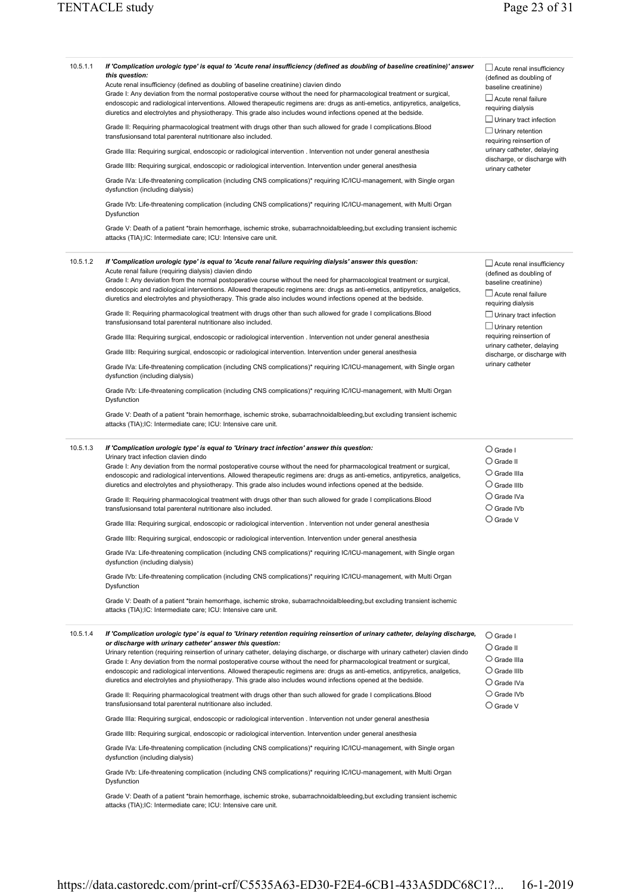**10.5.1.1** ***If 'Complication urologic type' is equal to 'Acute renal insufficiency (defined as doubling of baseline creatinine)' answer this question:***

Acute renal insufficiency (defined as doubling of baseline creatinine) clavien dindo

Grade I: Any deviation from the normal postoperative course without the need for pharmacological treatment or surgical, endoscopic and radiological interventions. Allowed therapeutic regimens are: drugs as anti-emetics, antipyretics, analgetics, diuretics and electrolytes and physiotherapy. This grade also includes wound infections opened at the bedside.

Grade II: Requiring pharmacological treatment with drugs other than such allowed for grade I complications.Blood transfusionsand total parenteral nutritionare also included.

Grade IIIa: Requiring surgical, endoscopic or radiological intervention . Intervention not under general anesthesia

Grade IIIb: Requiring surgical, endoscopic or radiological intervention. Intervention under general anesthesia

Grade IVa: Life-threatening complication (including CNS complications)* requiring IC/ICU-management, with Single organ dysfunction (including dialysis)

Grade IVb: Life-threatening complication (including CNS complications)* requiring IC/ICU-management, with Multi Organ Dysfunction

Grade V: Death of a patient *brain hemorrhage, ischemic stroke, subarrachnoidalbleeding,but excluding transient ischemic attacks (TIA);IC: Intermediate care; ICU: Intensive care unit.

- ☐ Acute renal insufficiency (defined as doubling of baseline creatinine)
- ☐ Acute renal failure requiring dialysis
- ☐ Urinary tract infection
- ☐ Urinary retention requiring reinsertion of urinary catheter, delaying discharge, or discharge with urinary catheter

---

**10.5.1.2** ***If 'Complication urologic type' is equal to 'Acute renal failure requiring dialysis' answer this question:***

Acute renal failure (requiring dialysis) clavien dindo

Grade I: Any deviation from the normal postoperative course without the need for pharmacological treatment or surgical, endoscopic and radiological interventions. Allowed therapeutic regimens are: drugs as anti-emetics, antipyretics, analgetics, diuretics and electrolytes and physiotherapy. This grade also includes wound infections opened at the bedside.

Grade II: Requiring pharmacological treatment with drugs other than such allowed for grade I complications.Blood transfusionsand total parenteral nutritionare also included.

Grade IIIa: Requiring surgical, endoscopic or radiological intervention . Intervention not under general anesthesia

Grade IIIb: Requiring surgical, endoscopic or radiological intervention. Intervention under general anesthesia

Grade IVa: Life-threatening complication (including CNS complications)* requiring IC/ICU-management, with Single organ dysfunction (including dialysis)

Grade IVb: Life-threatening complication (including CNS complications)* requiring IC/ICU-management, with Multi Organ Dysfunction

Grade V: Death of a patient *brain hemorrhage, ischemic stroke, subarrachnoidalbleeding,but excluding transient ischemic attacks (TIA);IC: Intermediate care; ICU: Intensive care unit.

- ☐ Acute renal insufficiency (defined as doubling of baseline creatinine)
- ☐ Acute renal failure requiring dialysis
- ☐ Urinary tract infection
- ☐ Urinary retention requiring reinsertion of urinary catheter, delaying discharge, or discharge with urinary catheter

---

**10.5.1.3** ***If 'Complication urologic type' is equal to 'Urinary tract infection' answer this question:***

Urinary tract infection clavien dindo

Grade I: Any deviation from the normal postoperative course without the need for pharmacological treatment or surgical, endoscopic and radiological interventions. Allowed therapeutic regimens are: drugs as anti-emetics, antipyretics, analgetics, diuretics and electrolytes and physiotherapy. This grade also includes wound infections opened at the bedside.

Grade II: Requiring pharmacological treatment with drugs other than such allowed for grade I complications.Blood transfusionsand total parenteral nutritionare also included.

Grade IIIa: Requiring surgical, endoscopic or radiological intervention . Intervention not under general anesthesia

Grade IIIb: Requiring surgical, endoscopic or radiological intervention. Intervention under general anesthesia

Grade IVa: Life-threatening complication (including CNS complications)* requiring IC/ICU-management, with Single organ dysfunction (including dialysis)

Grade IVb: Life-threatening complication (including CNS complications)* requiring IC/ICU-management, with Multi Organ Dysfunction

Grade V: Death of a patient *brain hemorrhage, ischemic stroke, subarrachnoidalbleeding,but excluding transient ischemic attacks (TIA);IC: Intermediate care; ICU: Intensive care unit.

- ○ Grade I
- ○ Grade II
- ○ Grade IIIa
- ○ Grade IIIb
- ○ Grade IVa
- ○ Grade IVb
- ○ Grade V

---

**10.5.1.4** ***If 'Complication urologic type' is equal to 'Urinary retention requiring reinsertion of urinary catheter, delaying discharge, or discharge with urinary catheter' answer this question:***

Urinary retention (requiring reinsertion of urinary catheter, delaying discharge, or discharge with urinary catheter) clavien dindo

Grade I: Any deviation from the normal postoperative course without the need for pharmacological treatment or surgical, endoscopic and radiological interventions. Allowed therapeutic regimens are: drugs as anti-emetics, antipyretics, analgetics, diuretics and electrolytes and physiotherapy. This grade also includes wound infections opened at the bedside.

Grade II: Requiring pharmacological treatment with drugs other than such allowed for grade I complications.Blood transfusionsand total parenteral nutritionare also included.

Grade IIIa: Requiring surgical, endoscopic or radiological intervention . Intervention not under general anesthesia

Grade IIIb: Requiring surgical, endoscopic or radiological intervention. Intervention under general anesthesia

Grade IVa: Life-threatening complication (including CNS complications)* requiring IC/ICU-management, with Single organ dysfunction (including dialysis)

Grade IVb: Life-threatening complication (including CNS complications)* requiring IC/ICU-management, with Multi Organ Dysfunction

Grade V: Death of a patient *brain hemorrhage, ischemic stroke, subarrachnoidalbleeding,but excluding transient ischemic attacks (TIA);IC: Intermediate care; ICU: Intensive care unit.

- ○ Grade I
- ○ Grade II
- ○ Grade IIIa
- ○ Grade IIIb
- ○ Grade IVa
- ○ Grade IVb
- ○ Grade V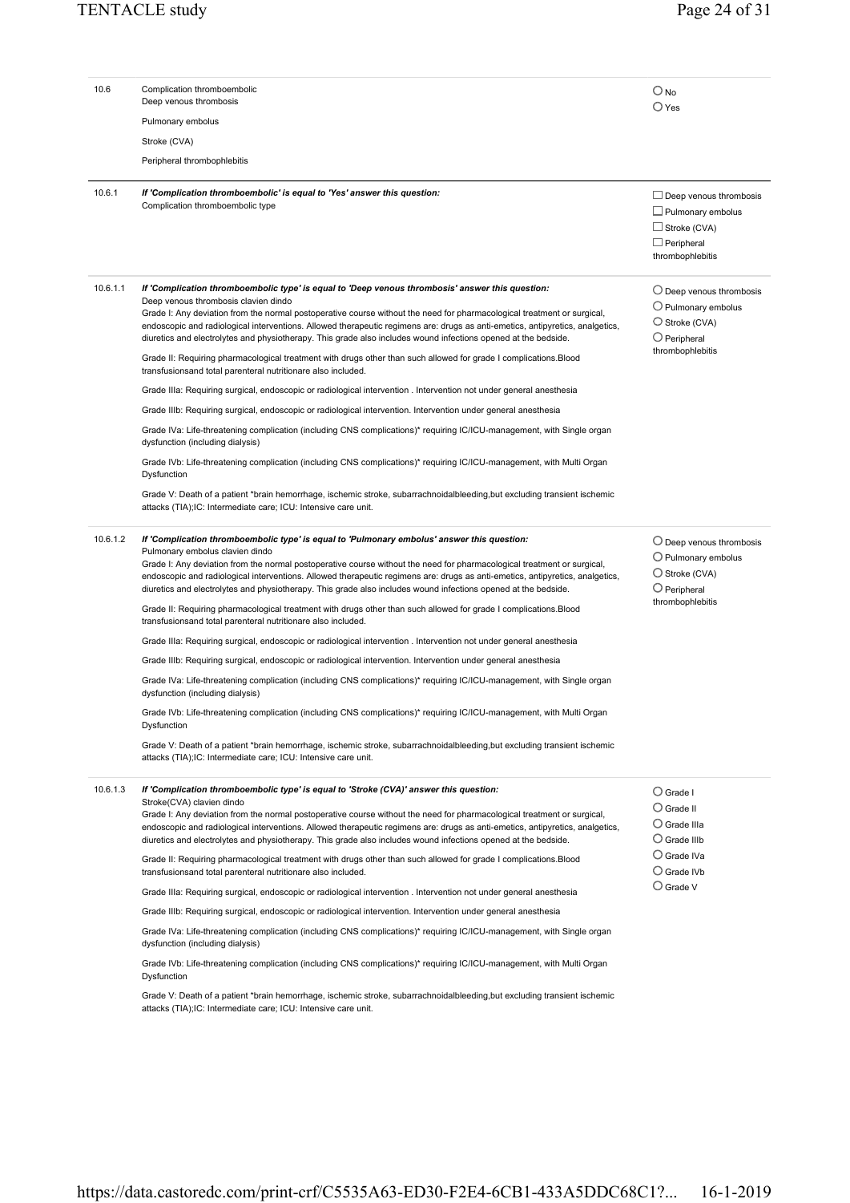| | | |
|---|---|---|
| 10.6 | Complication thromboembolic<br>Deep venous thrombosis<br>Pulmonary embolus<br>Stroke (CVA)<br>Peripheral thrombophlebitis | ○ No<br>○ Yes |
| 10.6.1 | ***If 'Complication thromboembolic' is equal to 'Yes' answer this question:***<br>Complication thromboembolic type | ☐ Deep venous thrombosis<br>☐ Pulmonary embolus<br>☐ Stroke (CVA)<br>☐ Peripheral thrombophlebitis |
| 10.6.1.1 | ***If 'Complication thromboembolic type' is equal to 'Deep venous thrombosis' answer this question:***<br>Deep venous thrombosis clavien dindo<br>Grade I: Any deviation from the normal postoperative course without the need for pharmacological treatment or surgical, endoscopic and radiological interventions. Allowed therapeutic regimens are: drugs as anti-emetics, antipyretics, analgetics, diuretics and electrolytes and physiotherapy. This grade also includes wound infections opened at the bedside.<br>Grade II: Requiring pharmacological treatment with drugs other than such allowed for grade I complications.Blood transfusionsand total parenteral nutritionare also included.<br>Grade IIIa: Requiring surgical, endoscopic or radiological intervention . Intervention not under general anesthesia<br>Grade IIIb: Requiring surgical, endoscopic or radiological intervention. Intervention under general anesthesia<br>Grade IVa: Life-threatening complication (including CNS complications)* requiring IC/ICU-management, with Single organ dysfunction (including dialysis)<br>Grade IVb: Life-threatening complication (including CNS complications)* requiring IC/ICU-management, with Multi Organ Dysfunction<br>Grade V: Death of a patient *brain hemorrhage, ischemic stroke, subarrachnoidalbleeding,but excluding transient ischemic attacks (TIA);IC: Intermediate care; ICU: Intensive care unit. | ○ Deep venous thrombosis<br>○ Pulmonary embolus<br>○ Stroke (CVA)<br>○ Peripheral thrombophlebitis |
| 10.6.1.2 | ***If 'Complication thromboembolic type' is equal to 'Pulmonary embolus' answer this question:***<br>Pulmonary embolus clavien dindo<br>Grade I: Any deviation from the normal postoperative course without the need for pharmacological treatment or surgical, endoscopic and radiological interventions. Allowed therapeutic regimens are: drugs as anti-emetics, antipyretics, analgetics, diuretics and electrolytes and physiotherapy. This grade also includes wound infections opened at the bedside.<br>Grade II: Requiring pharmacological treatment with drugs other than such allowed for grade I complications.Blood transfusionsand total parenteral nutritionare also included.<br>Grade IIIa: Requiring surgical, endoscopic or radiological intervention . Intervention not under general anesthesia<br>Grade IIIb: Requiring surgical, endoscopic or radiological intervention. Intervention under general anesthesia<br>Grade IVa: Life-threatening complication (including CNS complications)* requiring IC/ICU-management, with Single organ dysfunction (including dialysis)<br>Grade IVb: Life-threatening complication (including CNS complications)* requiring IC/ICU-management, with Multi Organ Dysfunction<br>Grade V: Death of a patient *brain hemorrhage, ischemic stroke, subarrachnoidalbleeding,but excluding transient ischemic attacks (TIA);IC: Intermediate care; ICU: Intensive care unit. | ○ Deep venous thrombosis<br>○ Pulmonary embolus<br>○ Stroke (CVA)<br>○ Peripheral thrombophlebitis |
| 10.6.1.3 | ***If 'Complication thromboembolic type' is equal to 'Stroke (CVA)' answer this question:***<br>Stroke(CVA) clavien dindo<br>Grade I: Any deviation from the normal postoperative course without the need for pharmacological treatment or surgical, endoscopic and radiological interventions. Allowed therapeutic regimens are: drugs as anti-emetics, antipyretics, analgetics, diuretics and electrolytes and physiotherapy. This grade also includes wound infections opened at the bedside.<br>Grade II: Requiring pharmacological treatment with drugs other than such allowed for grade I complications.Blood transfusionsand total parenteral nutritionare also included.<br>Grade IIIa: Requiring surgical, endoscopic or radiological intervention . Intervention not under general anesthesia<br>Grade IIIb: Requiring surgical, endoscopic or radiological intervention. Intervention under general anesthesia<br>Grade IVa: Life-threatening complication (including CNS complications)* requiring IC/ICU-management, with Single organ dysfunction (including dialysis)<br>Grade IVb: Life-threatening complication (including CNS complications)* requiring IC/ICU-management, with Multi Organ Dysfunction<br>Grade V: Death of a patient *brain hemorrhage, ischemic stroke, subarrachnoidalbleeding,but excluding transient ischemic attacks (TIA);IC: Intermediate care; ICU: Intensive care unit. | ○ Grade I<br>○ Grade II<br>○ Grade IIIa<br>○ Grade IIIb<br>○ Grade IVa<br>○ Grade IVb<br>○ Grade V |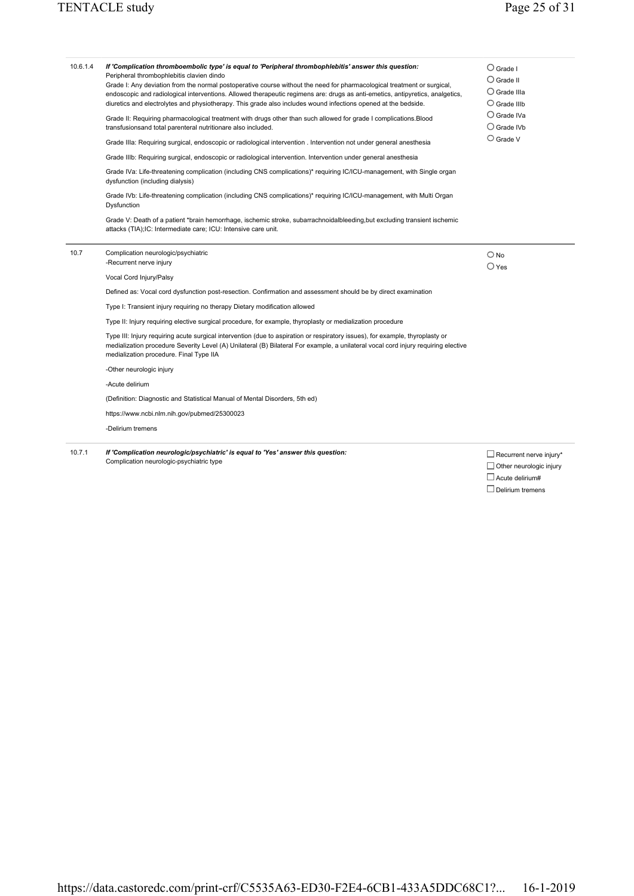| | | |
|---|---|---|
| 10.6.1.4 | ***If 'Complication thromboembolic type' is equal to 'Peripheral thrombophlebitis' answer this question:***<br>Peripheral thrombophlebitis clavien dindo<br>Grade I: Any deviation from the normal postoperative course without the need for pharmacological treatment or surgical, endoscopic and radiological interventions. Allowed therapeutic regimens are: drugs as anti-emetics, antipyretics, analgetics, diuretics and electrolytes and physiotherapy. This grade also includes wound infections opened at the bedside.<br><br>Grade II: Requiring pharmacological treatment with drugs other than such allowed for grade I complications.Blood transfusionsand total parenteral nutritionare also included.<br><br>Grade IIIa: Requiring surgical, endoscopic or radiological intervention . Intervention not under general anesthesia<br><br>Grade IIIb: Requiring surgical, endoscopic or radiological intervention. Intervention under general anesthesia<br><br>Grade IVa: Life-threatening complication (including CNS complications)* requiring IC/ICU-management, with Single organ dysfunction (including dialysis)<br><br>Grade IVb: Life-threatening complication (including CNS complications)* requiring IC/ICU-management, with Multi Organ Dysfunction<br><br>Grade V: Death of a patient *brain hemorrhage, ischemic stroke, subarrachnoidalbleeding,but excluding transient ischemic attacks (TIA);IC: Intermediate care; ICU: Intensive care unit. | ○ Grade I<br>○ Grade II<br>○ Grade IIIa<br>○ Grade IIIb<br>○ Grade IVa<br>○ Grade IVb<br>○ Grade V |
| 10.7 | Complication neurologic/psychiatric<br>-Recurrent nerve injury<br><br>Vocal Cord Injury/Palsy<br><br>Defined as: Vocal cord dysfunction post-resection. Confirmation and assessment should be by direct examination<br><br>Type I: Transient injury requiring no therapy Dietary modification allowed<br><br>Type II: Injury requiring elective surgical procedure, for example, thyroplasty or medialization procedure<br><br>Type III: Injury requiring acute surgical intervention (due to aspiration or respiratory issues), for example, thyroplasty or medialization procedure Severity Level (A) Unilateral (B) Bilateral For example, a unilateral vocal cord injury requiring elective medialization procedure. Final Type IIA<br><br>-Other neurologic injury<br><br>-Acute delirium<br><br>(Definition: Diagnostic and Statistical Manual of Mental Disorders, 5th ed)<br><br>https://www.ncbi.nlm.nih.gov/pubmed/25300023<br><br>-Delirium tremens | ○ No<br>○ Yes |
| 10.7.1 | ***If 'Complication neurologic/psychiatric' is equal to 'Yes' answer this question:***<br>Complication neurologic-psychiatric type | ☐ Recurrent nerve injury*<br>☐ Other neurologic injury<br>☐ Acute delirium#<br>☐ Delirium tremens |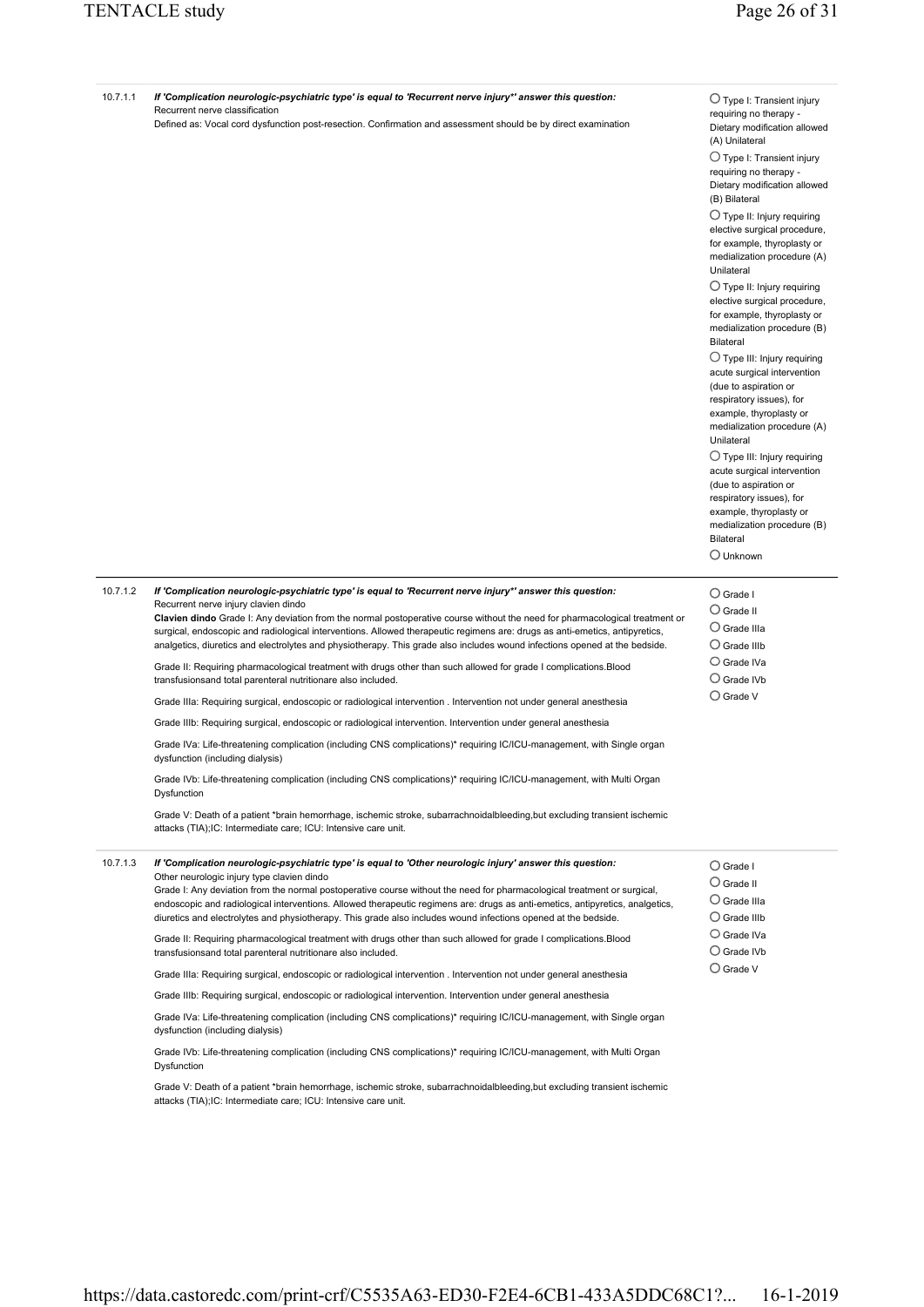**10.7.1.1** ***If 'Complication neurologic-psychiatric type' is equal to 'Recurrent nerve injury*' answer this question:***

Recurrent nerve classification

Defined as: Vocal cord dysfunction post-resection. Confirmation and assessment should be by direct examination

- ○ Type I: Transient injury requiring no therapy - Dietary modification allowed (A) Unilateral
- ○ Type I: Transient injury requiring no therapy - Dietary modification allowed (B) Bilateral
- ○ Type II: Injury requiring elective surgical procedure, for example, thyroplasty or medialization procedure (A) Unilateral
- ○ Type II: Injury requiring elective surgical procedure, for example, thyroplasty or medialization procedure (B) Bilateral
- ○ Type III: Injury requiring acute surgical intervention (due to aspiration or respiratory issues), for example, thyroplasty or medialization procedure (A) Unilateral
- ○ Type III: Injury requiring acute surgical intervention (due to aspiration or respiratory issues), for example, thyroplasty or medialization procedure (B) Bilateral
- ○ Unknown

---

**10.7.1.2** ***If 'Complication neurologic-psychiatric type' is equal to 'Recurrent nerve injury*' answer this question:***

Recurrent nerve injury clavien dindo

**Clavien dindo** Grade I: Any deviation from the normal postoperative course without the need for pharmacological treatment or surgical, endoscopic and radiological interventions. Allowed therapeutic regimens are: drugs as anti-emetics, antipyretics, analgetics, diuretics and electrolytes and physiotherapy. This grade also includes wound infections opened at the bedside.

Grade II: Requiring pharmacological treatment with drugs other than such allowed for grade I complications.Blood transfusionsand total parenteral nutritionare also included.

Grade IIIa: Requiring surgical, endoscopic or radiological intervention . Intervention not under general anesthesia

Grade IIIb: Requiring surgical, endoscopic or radiological intervention. Intervention under general anesthesia

Grade IVa: Life-threatening complication (including CNS complications)* requiring IC/ICU-management, with Single organ dysfunction (including dialysis)

Grade IVb: Life-threatening complication (including CNS complications)* requiring IC/ICU-management, with Multi Organ Dysfunction

Grade V: Death of a patient *brain hemorrhage, ischemic stroke, subarrachnoidalbleeding,but excluding transient ischemic attacks (TIA);IC: Intermediate care; ICU: Intensive care unit.

- ○ Grade I
- ○ Grade II
- ○ Grade IIIa
- ○ Grade IIIb
- ○ Grade IVa
- ○ Grade IVb
- ○ Grade V

---

**10.7.1.3** ***If 'Complication neurologic-psychiatric type' is equal to 'Other neurologic injury' answer this question:***

Other neurologic injury type clavien dindo

Grade I: Any deviation from the normal postoperative course without the need for pharmacological treatment or surgical, endoscopic and radiological interventions. Allowed therapeutic regimens are: drugs as anti-emetics, antipyretics, analgetics, diuretics and electrolytes and physiotherapy. This grade also includes wound infections opened at the bedside.

Grade II: Requiring pharmacological treatment with drugs other than such allowed for grade I complications.Blood transfusionsand total parenteral nutritionare also included.

Grade IIIa: Requiring surgical, endoscopic or radiological intervention . Intervention not under general anesthesia

Grade IIIb: Requiring surgical, endoscopic or radiological intervention. Intervention under general anesthesia

Grade IVa: Life-threatening complication (including CNS complications)* requiring IC/ICU-management, with Single organ dysfunction (including dialysis)

Grade IVb: Life-threatening complication (including CNS complications)* requiring IC/ICU-management, with Multi Organ Dysfunction

Grade V: Death of a patient *brain hemorrhage, ischemic stroke, subarrachnoidalbleeding,but excluding transient ischemic attacks (TIA);IC: Intermediate care; ICU: Intensive care unit.

- ○ Grade I
- ○ Grade II
- ○ Grade IIIa
- ○ Grade IIIb
- ○ Grade IVa
- ○ Grade IVb
- ○ Grade V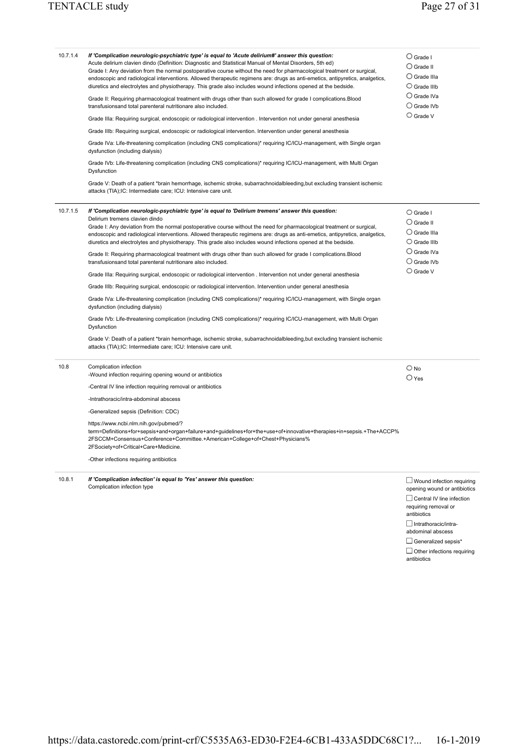**10.7.1.4** ***If 'Complication neurologic-psychiatric type' is equal to 'Acute delirium#' answer this question:***

Acute delirium clavien dindo (Definition: Diagnostic and Statistical Manual of Mental Disorders, 5th ed)

Grade I: Any deviation from the normal postoperative course without the need for pharmacological treatment or surgical, endoscopic and radiological interventions. Allowed therapeutic regimens are: drugs as anti-emetics, antipyretics, analgetics, diuretics and electrolytes and physiotherapy. This grade also includes wound infections opened at the bedside.

Grade II: Requiring pharmacological treatment with drugs other than such allowed for grade I complications.Blood transfusionsand total parenteral nutritionare also included.

Grade IIIa: Requiring surgical, endoscopic or radiological intervention . Intervention not under general anesthesia

Grade IIIb: Requiring surgical, endoscopic or radiological intervention. Intervention under general anesthesia

Grade IVa: Life-threatening complication (including CNS complications)* requiring IC/ICU-management, with Single organ dysfunction (including dialysis)

Grade IVb: Life-threatening complication (including CNS complications)* requiring IC/ICU-management, with Multi Organ Dysfunction

Grade V: Death of a patient *brain hemorrhage, ischemic stroke, subarrachnoidalbleeding,but excluding transient ischemic attacks (TIA);IC: Intermediate care; ICU: Intensive care unit.

- ○ Grade I
- ○ Grade II
- ○ Grade IIIa
- ○ Grade IIIb
- ○ Grade IVa
- ○ Grade IVb
- ○ Grade V

---

**10.7.1.5** ***If 'Complication neurologic-psychiatric type' is equal to 'Delirium tremens' answer this question:***

Delirium tremens clavien dindo

Grade I: Any deviation from the normal postoperative course without the need for pharmacological treatment or surgical, endoscopic and radiological interventions. Allowed therapeutic regimens are: drugs as anti-emetics, antipyretics, analgetics, diuretics and electrolytes and physiotherapy. This grade also includes wound infections opened at the bedside.

Grade II: Requiring pharmacological treatment with drugs other than such allowed for grade I complications.Blood transfusionsand total parenteral nutritionare also included.

Grade IIIa: Requiring surgical, endoscopic or radiological intervention . Intervention not under general anesthesia

Grade IIIb: Requiring surgical, endoscopic or radiological intervention. Intervention under general anesthesia

Grade IVa: Life-threatening complication (including CNS complications)* requiring IC/ICU-management, with Single organ dysfunction (including dialysis)

Grade IVb: Life-threatening complication (including CNS complications)* requiring IC/ICU-management, with Multi Organ Dysfunction

Grade V: Death of a patient *brain hemorrhage, ischemic stroke, subarrachnoidalbleeding,but excluding transient ischemic attacks (TIA);IC: Intermediate care; ICU: Intensive care unit.

- ○ Grade I
- ○ Grade II
- ○ Grade IIIa
- ○ Grade IIIb
- ○ Grade IVa
- ○ Grade IVb
- ○ Grade V

---

**10.8** Complication infection

-Wound infection requiring opening wound or antibiotics

-Central IV line infection requiring removal or antibiotics

-Intrathoracic/intra-abdominal abscess

-Generalized sepsis (Definition: CDC)

https://www.ncbi.nlm.nih.gov/pubmed/?term=Definitions+for+sepsis+and+organ+failure+and+guidelines+for+the+use+of+innovative+therapies+in+sepsis.+The+ACCP%2FSCCM+Consensus+Conference+Committee.+American+College+of+Chest+Physicians%2FSociety+of+Critical+Care+Medicine.

-Other infections requiring antibiotics

- ○ No
- ○ Yes

---

**10.8.1** ***If 'Complication infection' is equal to 'Yes' answer this question:***

Complication infection type

- ☐ Wound infection requiring opening wound or antibiotics
- ☐ Central IV line infection requiring removal or antibiotics
- ☐ Intrathoracic/intra-abdominal abscess
- ☐ Generalized sepsis*
- ☐ Other infections requiring antibiotics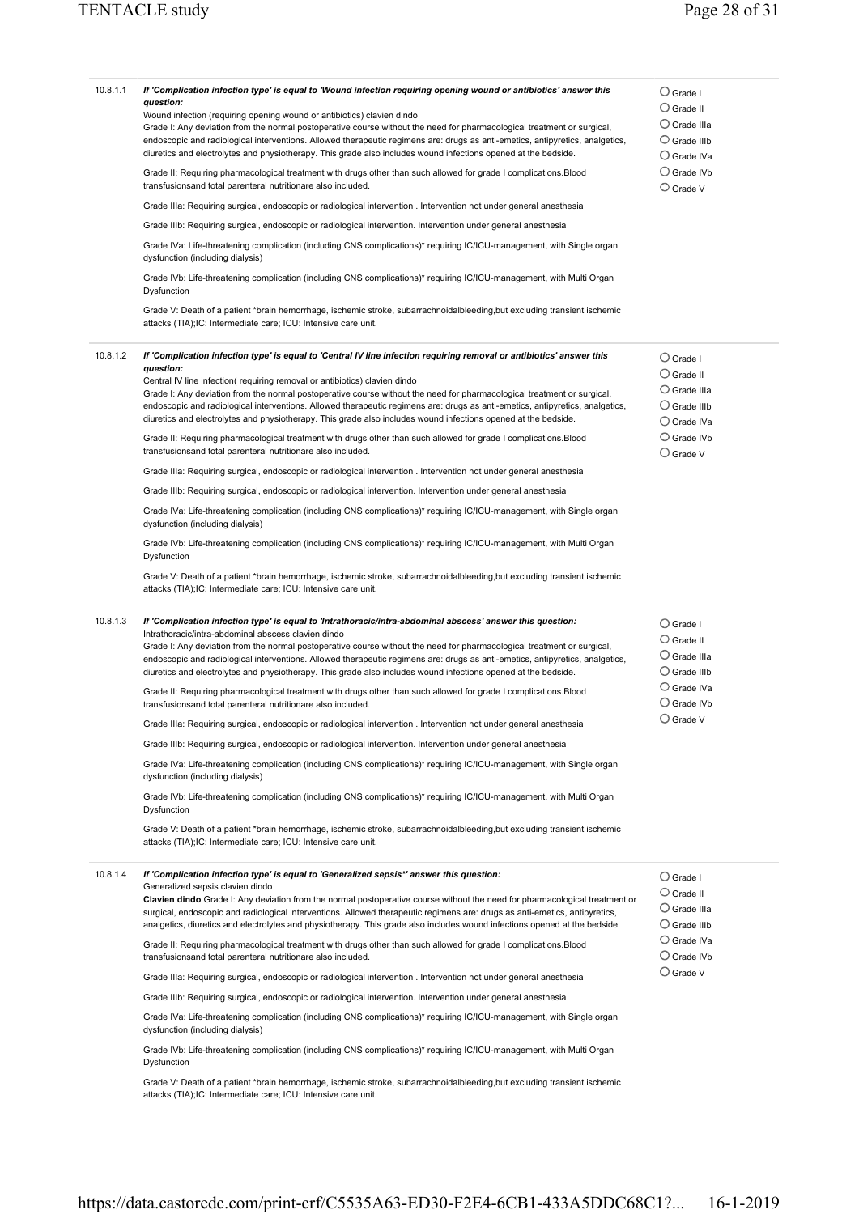**10.8.1.1** ***If 'Complication infection type' is equal to 'Wound infection requiring opening wound or antibiotics' answer this question:***

Wound infection (requiring opening wound or antibiotics) clavien dindo

Grade I: Any deviation from the normal postoperative course without the need for pharmacological treatment or surgical, endoscopic and radiological interventions. Allowed therapeutic regimens are: drugs as anti-emetics, antipyretics, analgetics, diuretics and electrolytes and physiotherapy. This grade also includes wound infections opened at the bedside.

Grade II: Requiring pharmacological treatment with drugs other than such allowed for grade I complications.Blood transfusionsand total parenteral nutritionare also included.

Grade IIIa: Requiring surgical, endoscopic or radiological intervention . Intervention not under general anesthesia

Grade IIIb: Requiring surgical, endoscopic or radiological intervention. Intervention under general anesthesia

Grade IVa: Life-threatening complication (including CNS complications)* requiring IC/ICU-management, with Single organ dysfunction (including dialysis)

Grade IVb: Life-threatening complication (including CNS complications)* requiring IC/ICU-management, with Multi Organ Dysfunction

Grade V: Death of a patient *brain hemorrhage, ischemic stroke, subarrachnoidalbleeding,but excluding transient ischemic attacks (TIA);IC: Intermediate care; ICU: Intensive care unit.

- ○ Grade I
- ○ Grade II
- ○ Grade IIIa
- ○ Grade IIIb
- ○ Grade IVa
- ○ Grade IVb
- ○ Grade V

**10.8.1.2** ***If 'Complication infection type' is equal to 'Central IV line infection requiring removal or antibiotics' answer this question:***

Central IV line infection( requiring removal or antibiotics) clavien dindo

Grade I: Any deviation from the normal postoperative course without the need for pharmacological treatment or surgical, endoscopic and radiological interventions. Allowed therapeutic regimens are: drugs as anti-emetics, antipyretics, analgetics, diuretics and electrolytes and physiotherapy. This grade also includes wound infections opened at the bedside.

Grade II: Requiring pharmacological treatment with drugs other than such allowed for grade I complications.Blood transfusionsand total parenteral nutritionare also included.

Grade IIIa: Requiring surgical, endoscopic or radiological intervention . Intervention not under general anesthesia

Grade IIIb: Requiring surgical, endoscopic or radiological intervention. Intervention under general anesthesia

Grade IVa: Life-threatening complication (including CNS complications)* requiring IC/ICU-management, with Single organ dysfunction (including dialysis)

Grade IVb: Life-threatening complication (including CNS complications)* requiring IC/ICU-management, with Multi Organ Dysfunction

Grade V: Death of a patient *brain hemorrhage, ischemic stroke, subarrachnoidalbleeding,but excluding transient ischemic attacks (TIA);IC: Intermediate care; ICU: Intensive care unit.

- ○ Grade I
- ○ Grade II
- ○ Grade IIIa
- ○ Grade IIIb
- ○ Grade IVa
- ○ Grade IVb
- ○ Grade V

**10.8.1.3** ***If 'Complication infection type' is equal to 'Intrathoracic/intra-abdominal abscess' answer this question:***

Intrathoracic/intra-abdominal abscess clavien dindo

Grade I: Any deviation from the normal postoperative course without the need for pharmacological treatment or surgical, endoscopic and radiological interventions. Allowed therapeutic regimens are: drugs as anti-emetics, antipyretics, analgetics, diuretics and electrolytes and physiotherapy. This grade also includes wound infections opened at the bedside.

Grade II: Requiring pharmacological treatment with drugs other than such allowed for grade I complications.Blood transfusionsand total parenteral nutritionare also included.

Grade IIIa: Requiring surgical, endoscopic or radiological intervention . Intervention not under general anesthesia

Grade IIIb: Requiring surgical, endoscopic or radiological intervention. Intervention under general anesthesia

Grade IVa: Life-threatening complication (including CNS complications)* requiring IC/ICU-management, with Single organ dysfunction (including dialysis)

Grade IVb: Life-threatening complication (including CNS complications)* requiring IC/ICU-management, with Multi Organ Dysfunction

Grade V: Death of a patient *brain hemorrhage, ischemic stroke, subarrachnoidalbleeding,but excluding transient ischemic attacks (TIA);IC: Intermediate care; ICU: Intensive care unit.

- ○ Grade I
- ○ Grade II
- ○ Grade IIIa
- ○ Grade IIIb
- ○ Grade IVa
- ○ Grade IVb
- ○ Grade V

**10.8.1.4** ***If 'Complication infection type' is equal to 'Generalized sepsis*' answer this question:***

Generalized sepsis clavien dindo

**Clavien dindo** Grade I: Any deviation from the normal postoperative course without the need for pharmacological treatment or surgical, endoscopic and radiological interventions. Allowed therapeutic regimens are: drugs as anti-emetics, antipyretics, analgetics, diuretics and electrolytes and physiotherapy. This grade also includes wound infections opened at the bedside.

Grade II: Requiring pharmacological treatment with drugs other than such allowed for grade I complications.Blood transfusionsand total parenteral nutritionare also included.

Grade IIIa: Requiring surgical, endoscopic or radiological intervention . Intervention not under general anesthesia

Grade IIIb: Requiring surgical, endoscopic or radiological intervention. Intervention under general anesthesia

Grade IVa: Life-threatening complication (including CNS complications)* requiring IC/ICU-management, with Single organ dysfunction (including dialysis)

Grade IVb: Life-threatening complication (including CNS complications)* requiring IC/ICU-management, with Multi Organ Dysfunction

Grade V: Death of a patient *brain hemorrhage, ischemic stroke, subarrachnoidalbleeding,but excluding transient ischemic attacks (TIA);IC: Intermediate care; ICU: Intensive care unit.

- ○ Grade I
- ○ Grade II
- ○ Grade IIIa
- ○ Grade IIIb
- ○ Grade IVa
- ○ Grade IVb
- ○ Grade V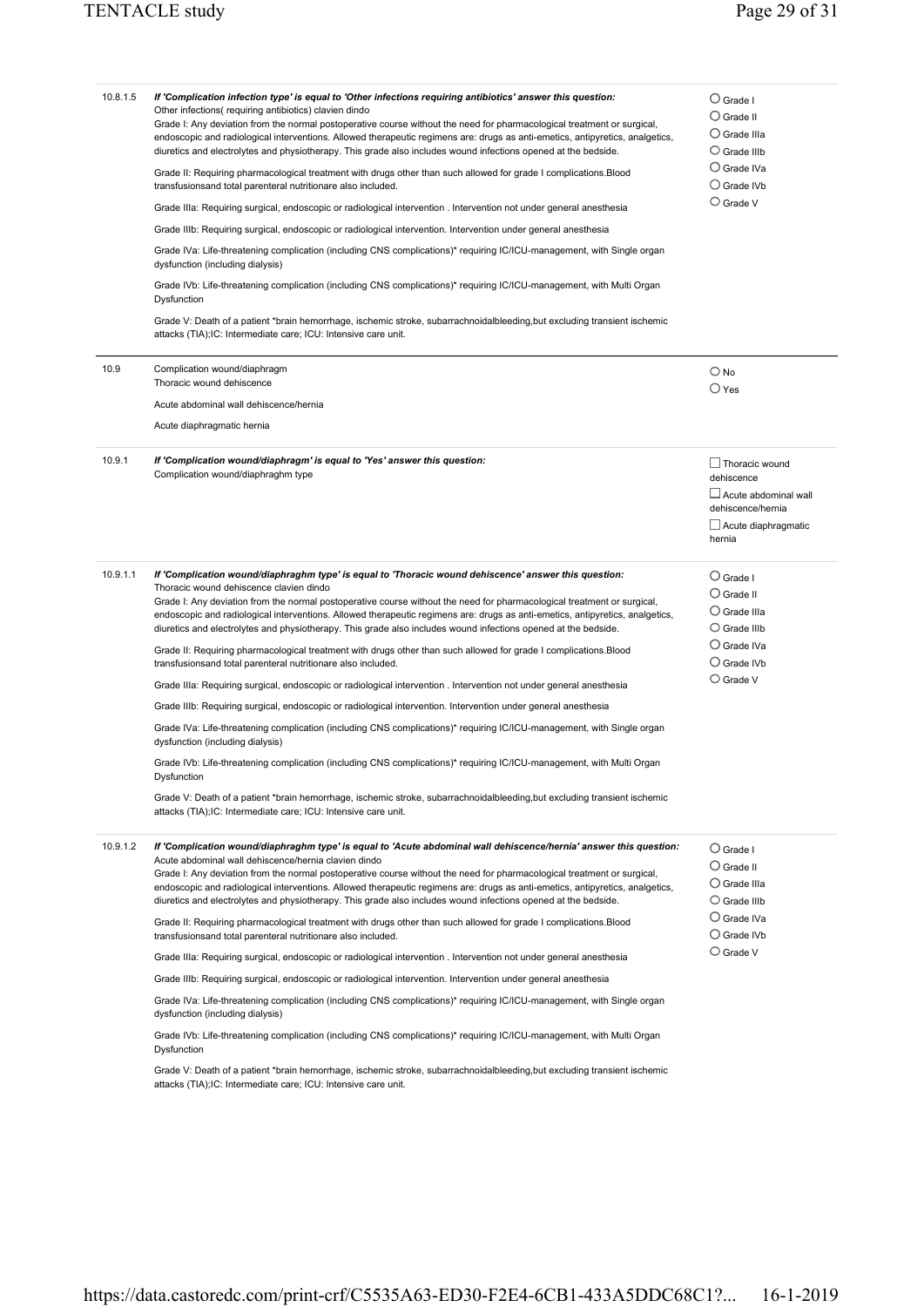**10.8.1.5** *If 'Complication infection type' is equal to 'Other infections requiring antibiotics' answer this question:*

Other infections( requiring antibiotics) clavien dindo

Grade I: Any deviation from the normal postoperative course without the need for pharmacological treatment or surgical, endoscopic and radiological interventions. Allowed therapeutic regimens are: drugs as anti-emetics, antipyretics, analgetics, diuretics and electrolytes and physiotherapy. This grade also includes wound infections opened at the bedside.

Grade II: Requiring pharmacological treatment with drugs other than such allowed for grade I complications.Blood transfusionsand total parenteral nutritionare also included.

Grade IIIa: Requiring surgical, endoscopic or radiological intervention . Intervention not under general anesthesia

Grade IIIb: Requiring surgical, endoscopic or radiological intervention. Intervention under general anesthesia

Grade IVa: Life-threatening complication (including CNS complications)* requiring IC/ICU-management, with Single organ dysfunction (including dialysis)

Grade IVb: Life-threatening complication (including CNS complications)* requiring IC/ICU-management, with Multi Organ Dysfunction

Grade V: Death of a patient *brain hemorrhage, ischemic stroke, subarrachnoidalbleeding,but excluding transient ischemic attacks (TIA);IC: Intermediate care; ICU: Intensive care unit.

- ○ Grade I
- ○ Grade II
- ○ Grade IIIa
- ○ Grade IIIb
- ○ Grade IVa
- ○ Grade IVb
- ○ Grade V

---

**10.9** Complication wound/diaphragm

Thoracic wound dehiscence

Acute abdominal wall dehiscence/hernia

Acute diaphragmatic hernia

- ○ No
- ○ Yes

---

**10.9.1** *If 'Complication wound/diaphragm' is equal to 'Yes' answer this question:*

Complication wound/diaphraghm type

- ☐ Thoracic wound dehiscence
- ☐ Acute abdominal wall dehiscence/hernia
- ☐ Acute diaphragmatic hernia

---

**10.9.1.1** *If 'Complication wound/diaphraghm type' is equal to 'Thoracic wound dehiscence' answer this question:*

Thoracic wound dehiscence clavien dindo

Grade I: Any deviation from the normal postoperative course without the need for pharmacological treatment or surgical, endoscopic and radiological interventions. Allowed therapeutic regimens are: drugs as anti-emetics, antipyretics, analgetics, diuretics and electrolytes and physiotherapy. This grade also includes wound infections opened at the bedside.

Grade II: Requiring pharmacological treatment with drugs other than such allowed for grade I complications.Blood transfusionsand total parenteral nutritionare also included.

Grade IIIa: Requiring surgical, endoscopic or radiological intervention . Intervention not under general anesthesia

Grade IIIb: Requiring surgical, endoscopic or radiological intervention. Intervention under general anesthesia

Grade IVa: Life-threatening complication (including CNS complications)* requiring IC/ICU-management, with Single organ dysfunction (including dialysis)

Grade IVb: Life-threatening complication (including CNS complications)* requiring IC/ICU-management, with Multi Organ Dysfunction

Grade V: Death of a patient *brain hemorrhage, ischemic stroke, subarrachnoidalbleeding,but excluding transient ischemic attacks (TIA);IC: Intermediate care; ICU: Intensive care unit.

- ○ Grade I
- ○ Grade II
- ○ Grade IIIa
- ○ Grade IIIb
- ○ Grade IVa
- ○ Grade IVb
- ○ Grade V

---

**10.9.1.2** *If 'Complication wound/diaphraghm type' is equal to 'Acute abdominal wall dehiscence/hernia' answer this question:*

Acute abdominal wall dehiscence/hernia clavien dindo

Grade I: Any deviation from the normal postoperative course without the need for pharmacological treatment or surgical, endoscopic and radiological interventions. Allowed therapeutic regimens are: drugs as anti-emetics, antipyretics, analgetics, diuretics and electrolytes and physiotherapy. This grade also includes wound infections opened at the bedside.

Grade II: Requiring pharmacological treatment with drugs other than such allowed for grade I complications.Blood transfusionsand total parenteral nutritionare also included.

Grade IIIa: Requiring surgical, endoscopic or radiological intervention . Intervention not under general anesthesia

Grade IIIb: Requiring surgical, endoscopic or radiological intervention. Intervention under general anesthesia

Grade IVa: Life-threatening complication (including CNS complications)* requiring IC/ICU-management, with Single organ dysfunction (including dialysis)

Grade IVb: Life-threatening complication (including CNS complications)* requiring IC/ICU-management, with Multi Organ Dysfunction

Grade V: Death of a patient *brain hemorrhage, ischemic stroke, subarrachnoidalbleeding,but excluding transient ischemic attacks (TIA);IC: Intermediate care; ICU: Intensive care unit.

- ○ Grade I
- ○ Grade II
- ○ Grade IIIa
- ○ Grade IIIb
- ○ Grade IVa
- ○ Grade IVb
- ○ Grade V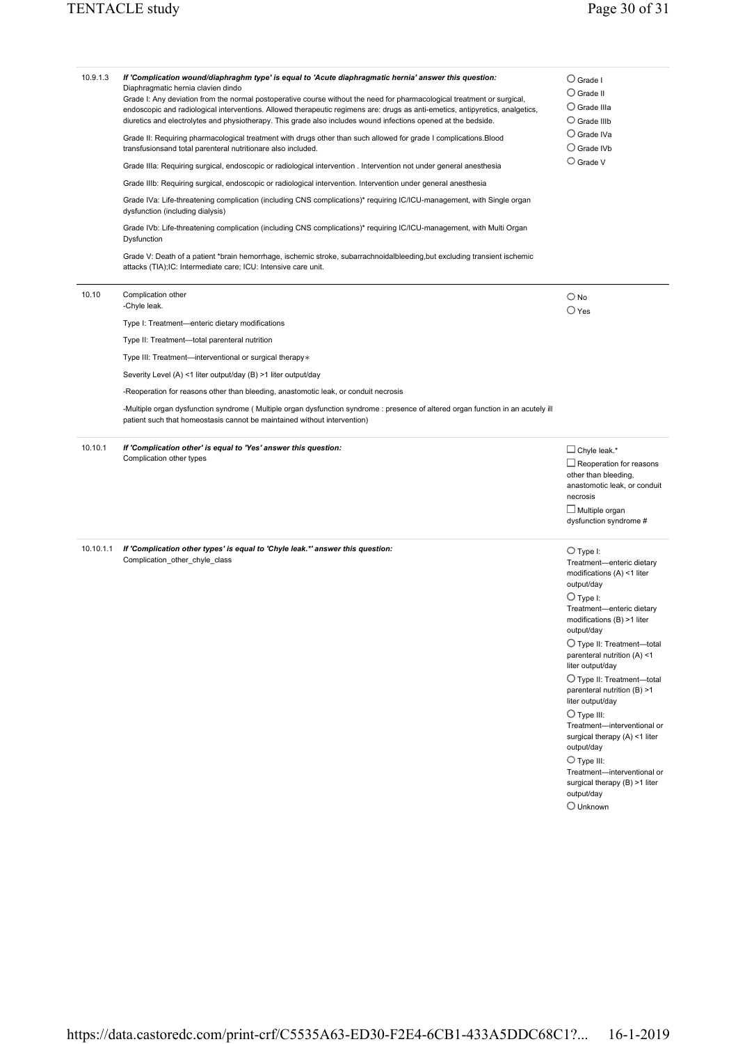| | | |
|---|---|---|
| 10.9.1.3 | ***If 'Complication wound/diaphraghm type' is equal to 'Acute diaphragmatic hernia' answer this question:***<br>Diaphragmatic hernia clavien dindo<br>Grade I: Any deviation from the normal postoperative course without the need for pharmacological treatment or surgical, endoscopic and radiological interventions. Allowed therapeutic regimens are: drugs as anti-emetics, antipyretics, analgetics, diuretics and electrolytes and physiotherapy. This grade also includes wound infections opened at the bedside.<br><br>Grade II: Requiring pharmacological treatment with drugs other than such allowed for grade I complications.Blood transfusionsand total parenteral nutritionare also included.<br><br>Grade IIIa: Requiring surgical, endoscopic or radiological intervention . Intervention not under general anesthesia<br><br>Grade IIIb: Requiring surgical, endoscopic or radiological intervention. Intervention under general anesthesia<br><br>Grade IVa: Life-threatening complication (including CNS complications)* requiring IC/ICU-management, with Single organ dysfunction (including dialysis)<br><br>Grade IVb: Life-threatening complication (including CNS complications)* requiring IC/ICU-management, with Multi Organ Dysfunction<br><br>Grade V: Death of a patient *brain hemorrhage, ischemic stroke, subarrachnoidalbleeding,but excluding transient ischemic attacks (TIA);IC: Intermediate care; ICU: Intensive care unit. | ○ Grade I<br>○ Grade II<br>○ Grade IIIa<br>○ Grade IIIb<br>○ Grade IVa<br>○ Grade IVb<br>○ Grade V |
| 10.10 | Complication other<br>-Chyle leak.<br><br>Type I: Treatment—enteric dietary modifications<br><br>Type II: Treatment—total parenteral nutrition<br><br>Type III: Treatment—interventional or surgical therapy∗<br><br>Severity Level (A) <1 liter output/day (B) >1 liter output/day<br><br>-Reoperation for reasons other than bleeding, anastomotic leak, or conduit necrosis<br><br>-Multiple organ dysfunction syndrome ( Multiple organ dysfunction syndrome : presence of altered organ function in an acutely ill patient such that homeostasis cannot be maintained without intervention) | ○ No<br>○ Yes |
| 10.10.1 | ***If 'Complication other' is equal to 'Yes' answer this question:***<br>Complication other types | ☐ Chyle leak.*<br>☐ Reoperation for reasons other than bleeding, anastomotic leak, or conduit necrosis<br>☐ Multiple organ dysfunction syndrome # |
| 10.10.1.1 | ***If 'Complication other types' is equal to 'Chyle leak.*' answer this question:***<br>Complication_other_chyle_class | ○ Type I: Treatment—enteric dietary modifications (A) <1 liter output/day<br>○ Type I: Treatment—enteric dietary modifications (B) >1 liter output/day<br>○ Type II: Treatment—total parenteral nutrition (A) <1 liter output/day<br>○ Type II: Treatment—total parenteral nutrition (B) >1 liter output/day<br>○ Type III: Treatment—interventional or surgical therapy (A) <1 liter output/day<br>○ Type III: Treatment—interventional or surgical therapy (B) >1 liter output/day<br>○ Unknown |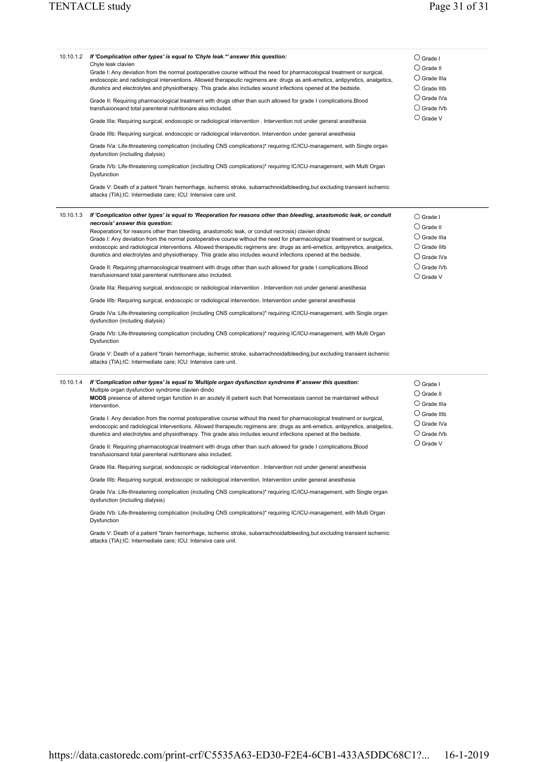**10.10.1.2** ***If 'Complication other types' is equal to 'Chyle leak.*' answer this question:***

Chyle leak clavien

Grade I: Any deviation from the normal postoperative course without the need for pharmacological treatment or surgical, endoscopic and radiological interventions. Allowed therapeutic regimens are: drugs as anti-emetics, antipyretics, analgetics, diuretics and electrolytes and physiotherapy. This grade also includes wound infections opened at the bedside.

Grade II: Requiring pharmacological treatment with drugs other than such allowed for grade I complications.Blood transfusionsand total parenteral nutritionare also included.

Grade IIIa: Requiring surgical, endoscopic or radiological intervention . Intervention not under general anesthesia

Grade IIIb: Requiring surgical, endoscopic or radiological intervention. Intervention under general anesthesia

Grade IVa: Life-threatening complication (including CNS complications)* requiring IC/ICU-management, with Single organ dysfunction (including dialysis)

Grade IVb: Life-threatening complication (including CNS complications)* requiring IC/ICU-management, with Multi Organ Dysfunction

Grade V: Death of a patient *brain hemorrhage, ischemic stroke, subarrachnoidalbleeding,but excluding transient ischemic attacks (TIA);IC: Intermediate care; ICU: Intensive care unit.

- ○ Grade I
- ○ Grade II
- ○ Grade IIIa
- ○ Grade IIIb
- ○ Grade IVa
- ○ Grade IVb
- ○ Grade V

---

**10.10.1.3** ***If 'Complication other types' is equal to 'Reoperation for reasons other than bleeding, anastomotic leak, or conduit necrosis' answer this question:***

Reoperation( for reasons other than bleeding, anastomotic leak, or conduit necrosis) clavien dindo

Grade I: Any deviation from the normal postoperative course without the need for pharmacological treatment or surgical, endoscopic and radiological interventions. Allowed therapeutic regimens are: drugs as anti-emetics, antipyretics, analgetics, diuretics and electrolytes and physiotherapy. This grade also includes wound infections opened at the bedside.

Grade II: Requiring pharmacological treatment with drugs other than such allowed for grade I complications.Blood transfusionsand total parenteral nutritionare also included.

Grade IIIa: Requiring surgical, endoscopic or radiological intervention . Intervention not under general anesthesia

Grade IIIb: Requiring surgical, endoscopic or radiological intervention. Intervention under general anesthesia

Grade IVa: Life-threatening complication (including CNS complications)* requiring IC/ICU-management, with Single organ dysfunction (including dialysis)

Grade IVb: Life-threatening complication (including CNS complications)* requiring IC/ICU-management, with Multi Organ Dysfunction

Grade V: Death of a patient *brain hemorrhage, ischemic stroke, subarrachnoidalbleeding,but excluding transient ischemic attacks (TIA);IC: Intermediate care; ICU: Intensive care unit.

- ○ Grade I
- ○ Grade II
- ○ Grade IIIa
- ○ Grade IIIb
- ○ Grade IVa
- ○ Grade IVb
- ○ Grade V

---

**10.10.1.4** ***If 'Complication other types' is equal to 'Multiple organ dysfunction syndrome #' answer this question:***

Multiple organ dysfunction syndrome clavien dindo

**MODS** presence of altered organ function in an acutely ill patient such that homeostasis cannot be maintained without intervention.

Grade I: Any deviation from the normal postoperative course without the need for pharmacological treatment or surgical, endoscopic and radiological interventions. Allowed therapeutic regimens are: drugs as anti-emetics, antipyretics, analgetics, diuretics and electrolytes and physiotherapy. This grade also includes wound infections opened at the bedside.

Grade II: Requiring pharmacological treatment with drugs other than such allowed for grade I complications.Blood transfusionsand total parenteral nutritionare also included.

Grade IIIa: Requiring surgical, endoscopic or radiological intervention . Intervention not under general anesthesia

Grade IIIb: Requiring surgical, endoscopic or radiological intervention. Intervention under general anesthesia

Grade IVa: Life-threatening complication (including CNS complications)* requiring IC/ICU-management, with Single organ dysfunction (including dialysis)

Grade IVb: Life-threatening complication (including CNS complications)* requiring IC/ICU-management, with Multi Organ Dysfunction

Grade V: Death of a patient *brain hemorrhage, ischemic stroke, subarrachnoidalbleeding,but excluding transient ischemic attacks (TIA);IC: Intermediate care; ICU: Intensive care unit.

- ○ Grade I
- ○ Grade II
- ○ Grade IIIa
- ○ Grade IIIb
- ○ Grade IVa
- ○ Grade IVb
- ○ Grade V